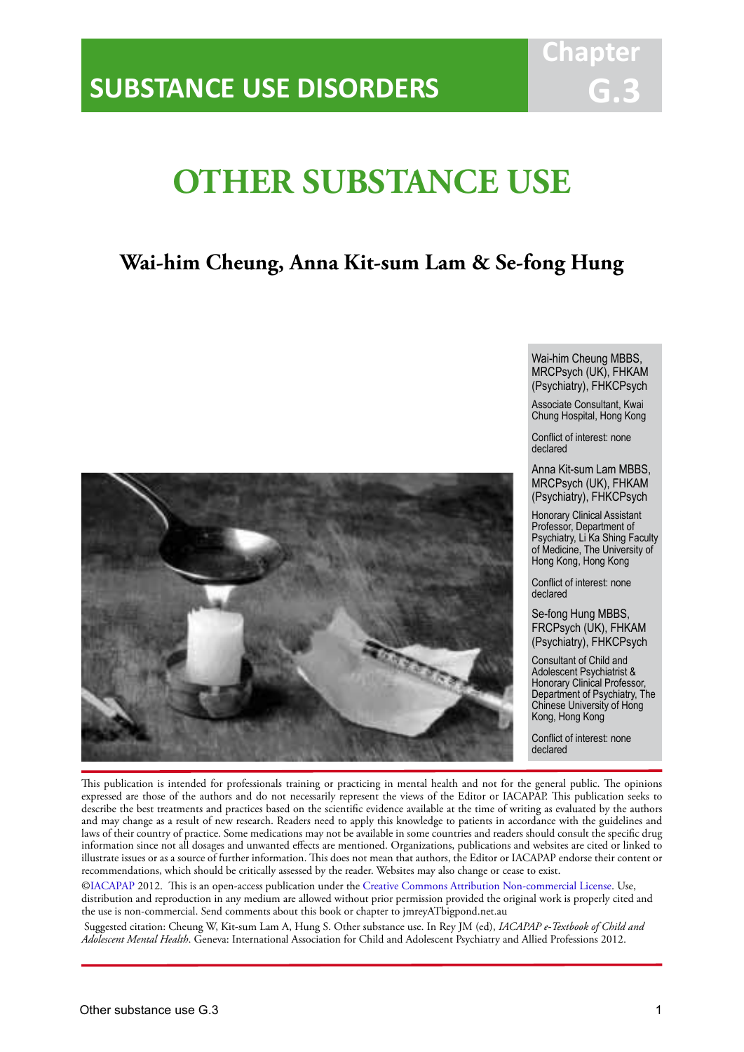SUBSTANCE USE DISORDERS

Chapter G.3

# OTHER SUBSTANCE USE

## Wai-him Cheung, Anna Kit-sum Lam & Se-fong Hung

Wai-him Cheung MBBS, MRCPsych (UK), FHKAM (Psychiatry), FHKCPsych

Associate Consultant, Kwai Chung Hospital, Hong Kong

Conflict of interest: none declared

Anna Kit-sum Lam MBBS, MRCPsych (UK), FHKAM (Psychiatry), FHKCPsych

Honorary Clinical Assistant Professor, Department of Psychiatry, Li Ka Shing Faculty of Medicine, The University of Hong Kong, Hong Kong

Conflict of interest: none declared

Se-fong Hung MBBS, FRCPsych (UK), FHKAM (Psychiatry), FHKCPsych

Consultant of Child and Adolescent Psychiatrist & Honorary Clinical Professor, Department of Psychiatry, The Chinese University of Hong Kong, Hong Kong

Conflict of interest: none declared

This publication is intended for professionals training or practicing in mental health and not for the general public. The opinions expressed are those of the authors and do not necessarily represent the views of the Editor or IACAPAP. This publication seeks to describe the best treatments and practices based on the scientific evidence available at the time of writing as evaluated by the authors and may change as a result of new research. Readers need to apply this knowledge to patients in accordance with the guidelines and laws of their country of practice. Some medications may not be available in some countries and readers should consult the specific drug information since not all dosages and unwanted effects are mentioned. Organizations, publications and websites are cited or linked to illustrate issues or as a source of further information. This does not mean that authors, the Editor or IACAPAP endorse their content or recommendations, which should be critically assessed by the reader. Websites may also change or cease to exist.

©IACAPAP 2012. This is an open-access publication under the Creative Commons Attribution Non-commercial License. Use, distribution and reproduction in any medium are allowed without prior permission provided the original work is properly cited and the use is non-commercial. Send comments about this book or chapter to jmreyATbigpond.net.au

Suggested citation: Cheung W, Kit-sum Lam A, Hung S. Other substance use. In Rey JM (ed), *IACAPAP e-Textbook of Child and Adolescent Mental Health*. Geneva: International Association for Child and Adolescent Psychiatry and Allied Professions 2012.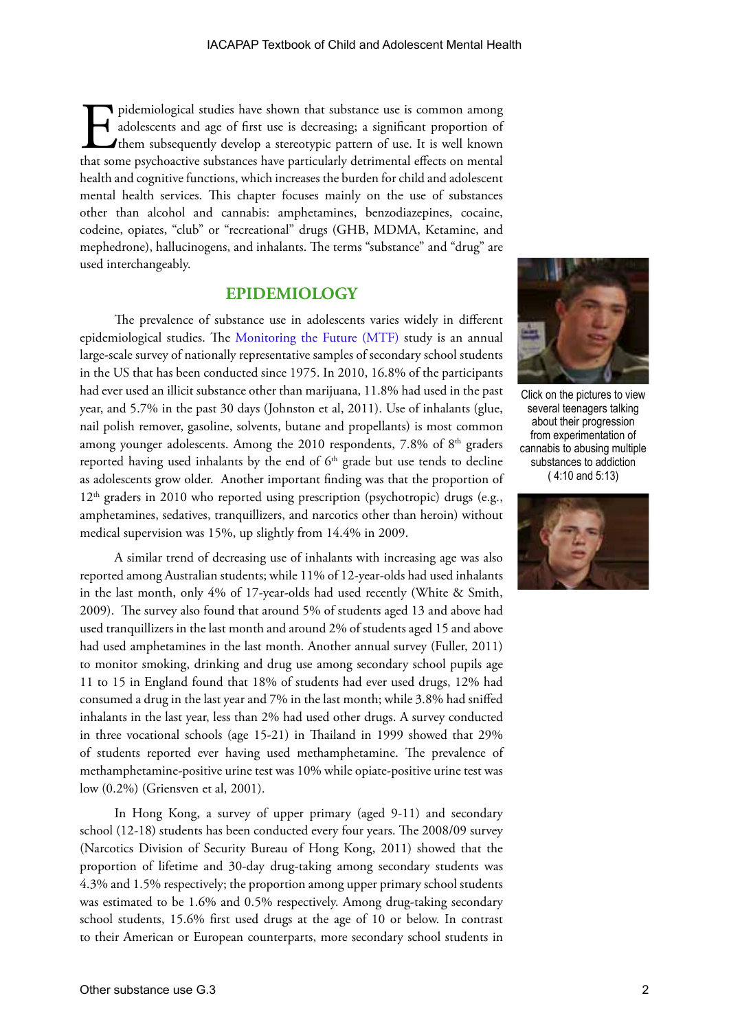Epidemiological studies have shown that substance use is common among adolescents and age of first use is decreasing; a significant proportion of them subsequently develop a stereotypic pattern of use. It is well known that some psychoactive substances have particularly detrimental effects on mental health and cognitive functions, which increases the burden for child and adolescent mental health services. This chapter focuses mainly on the use of substances other than alcohol and cannabis: amphetamines, benzodiazepines, cocaine, codeine, opiates, "club" or "recreational" drugs (GHB, MDMA, Ketamine, and mephedrone), hallucinogens, and inhalants. The terms "substance" and "drug" are used interchangeably.

## EPIDEMIOLOGY

The prevalence of substance use in adolescents varies widely in different epidemiological studies. The Monitoring the Future (MTF) study is an annual large-scale survey of nationally representative samples of secondary school students in the US that has been conducted since 1975. In 2010, 16.8% of the participants had ever used an illicit substance other than marijuana, 11.8% had used in the past year, and 5.7% in the past 30 days (Johnston et al, 2011). Use of inhalants (glue, nail polish remover, gasoline, solvents, butane and propellants) is most common among younger adolescents. Among the 2010 respondents, 7.8% of 8th graders reported having used inhalants by the end of 6th grade but use tends to decline as adolescents grow older. Another important finding was that the proportion of 12th graders in 2010 who reported using prescription (psychotropic) drugs (e.g., amphetamines, sedatives, tranquillizers, and narcotics other than heroin) without medical supervision was 15%, up slightly from 14.4% in 2009.

Click on the pictures to view several teenagers talking about their progression from experimentation of cannabis to abusing multiple substances to addiction ( 4:10 and 5:13)

A similar trend of decreasing use of inhalants with increasing age was also reported among Australian students; while 11% of 12-year-olds had used inhalants in the last month, only 4% of 17-year-olds had used recently (White & Smith, 2009). The survey also found that around 5% of students aged 13 and above had used tranquillizers in the last month and around 2% of students aged 15 and above had used amphetamines in the last month. Another annual survey (Fuller, 2011) to monitor smoking, drinking and drug use among secondary school pupils age 11 to 15 in England found that 18% of students had ever used drugs, 12% had consumed a drug in the last year and 7% in the last month; while 3.8% had sniffed inhalants in the last year, less than 2% had used other drugs. A survey conducted in three vocational schools (age 15-21) in Thailand in 1999 showed that 29% of students reported ever having used methamphetamine. The prevalence of methamphetamine-positive urine test was 10% while opiate-positive urine test was low (0.2%) (Griensven et al, 2001).

In Hong Kong, a survey of upper primary (aged 9-11) and secondary school (12-18) students has been conducted every four years. The 2008/09 survey (Narcotics Division of Security Bureau of Hong Kong, 2011) showed that the proportion of lifetime and 30-day drug-taking among secondary students was 4.3% and 1.5% respectively; the proportion among upper primary school students was estimated to be 1.6% and 0.5% respectively. Among drug-taking secondary school students, 15.6% first used drugs at the age of 10 or below. In contrast to their American or European counterparts, more secondary school students in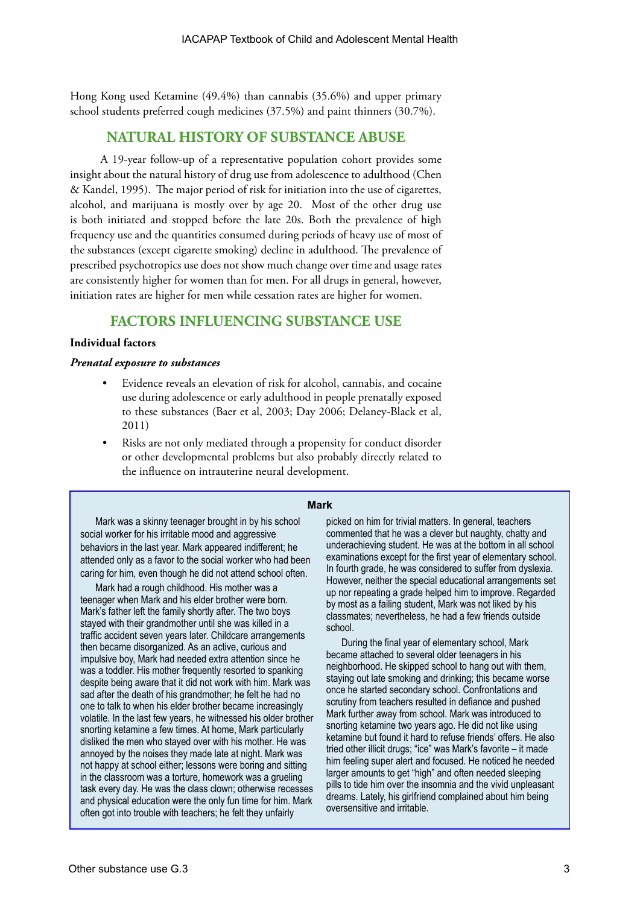Hong Kong used Ketamine (49.4%) than cannabis (35.6%) and upper primary school students preferred cough medicines (37.5%) and paint thinners (30.7%).

## NATURAL HISTORY OF SUBSTANCE ABUSE

A 19-year follow-up of a representative population cohort provides some insight about the natural history of drug use from adolescence to adulthood (Chen & Kandel, 1995). The major period of risk for initiation into the use of cigarettes, alcohol, and marijuana is mostly over by age 20. Most of the other drug use is both initiated and stopped before the late 20s. Both the prevalence of high frequency use and the quantities consumed during periods of heavy use of most of the substances (except cigarette smoking) decline in adulthood. The prevalence of prescribed psychotropics use does not show much change over time and usage rates are consistently higher for women than for men. For all drugs in general, however, initiation rates are higher for men while cessation rates are higher for women.

## FACTORS INFLUENCING SUBSTANCE USE

### Individual factors

#### *Prenatal exposure to substances*

- Evidence reveals an elevation of risk for alcohol, cannabis, and cocaine use during adolescence or early adulthood in people prenatally exposed to these substances (Baer et al, 2003; Day 2006; Delaney-Black et al, 2011)
- Risks are not only mediated through a propensity for conduct disorder or other developmental problems but also probably directly related to the influence on intrauterine neural development.

**Mark**

Mark was a skinny teenager brought in by his school social worker for his irritable mood and aggressive behaviors in the last year. Mark appeared indifferent; he attended only as a favor to the social worker who had been caring for him, even though he did not attend school often.

Mark had a rough childhood. His mother was a teenager when Mark and his elder brother were born. Mark's father left the family shortly after. The two boys stayed with their grandmother until she was killed in a traffic accident seven years later. Childcare arrangements then became disorganized. As an active, curious and impulsive boy, Mark had needed extra attention since he was a toddler. His mother frequently resorted to spanking despite being aware that it did not work with him. Mark was sad after the death of his grandmother; he felt he had no one to talk to when his elder brother became increasingly volatile. In the last few years, he witnessed his older brother snorting ketamine a few times. At home, Mark particularly disliked the men who stayed over with his mother. He was annoyed by the noises they made late at night. Mark was not happy at school either; lessons were boring and sitting in the classroom was a torture, homework was a grueling task every day. He was the class clown; otherwise recesses and physical education were the only fun time for him. Mark often got into trouble with teachers; he felt they unfairly picked on him for trivial matters. In general, teachers commented that he was a clever but naughty, chatty and underachieving student. He was at the bottom in all school examinations except for the first year of elementary school. In fourth grade, he was considered to suffer from dyslexia. However, neither the special educational arrangements set up nor repeating a grade helped him to improve. Regarded by most as a failing student, Mark was not liked by his classmates; nevertheless, he had a few friends outside school.

During the final year of elementary school, Mark became attached to several older teenagers in his neighborhood. He skipped school to hang out with them, staying out late smoking and drinking; this became worse once he started secondary school. Confrontations and scrutiny from teachers resulted in defiance and pushed Mark further away from school. Mark was introduced to snorting ketamine two years ago. He did not like using ketamine but found it hard to refuse friends' offers. He also tried other illicit drugs; "ice" was Mark's favorite – it made him feeling super alert and focused. He noticed he needed larger amounts to get "high" and often needed sleeping pills to tide him over the insomnia and the vivid unpleasant dreams. Lately, his girlfriend complained about him being oversensitive and irritable.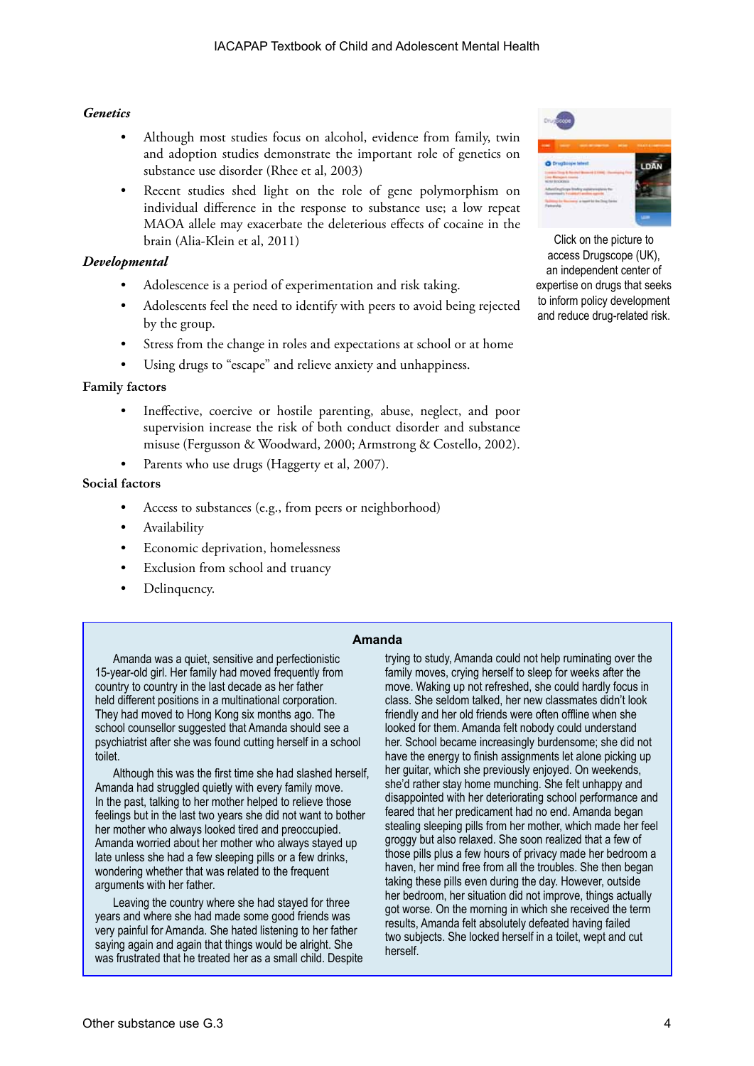***Genetics***

- Although most studies focus on alcohol, evidence from family, twin and adoption studies demonstrate the important role of genetics on substance use disorder (Rhee et al, 2003)
- Recent studies shed light on the role of gene polymorphism on individual difference in the response to substance use; a low repeat MAOA allele may exacerbate the deleterious effects of cocaine in the brain (Alia-Klein et al, 2011)

***Developmental***

- Adolescence is a period of experimentation and risk taking.
- Adolescents feel the need to identify with peers to avoid being rejected by the group.
- Stress from the change in roles and expectations at school or at home
- Using drugs to "escape" and relieve anxiety and unhappiness.

**Family factors**

- Ineffective, coercive or hostile parenting, abuse, neglect, and poor supervision increase the risk of both conduct disorder and substance misuse (Fergusson & Woodward, 2000; Armstrong & Costello, 2002).
- Parents who use drugs (Haggerty et al, 2007).

**Social factors**

- Access to substances (e.g., from peers or neighborhood)
- Availability
- Economic deprivation, homelessness
- Exclusion from school and truancy
- Delinquency.

Click on the picture to access Drugscope (UK), an independent center of expertise on drugs that seeks to inform policy development and reduce drug-related risk.

**Amanda**

Amanda was a quiet, sensitive and perfectionistic 15-year-old girl. Her family had moved frequently from country to country in the last decade as her father held different positions in a multinational corporation. They had moved to Hong Kong six months ago. The school counsellor suggested that Amanda should see a psychiatrist after she was found cutting herself in a school toilet.

Although this was the first time she had slashed herself, Amanda had struggled quietly with every family move. In the past, talking to her mother helped to relieve those feelings but in the last two years she did not want to bother her mother who always looked tired and preoccupied. Amanda worried about her mother who always stayed up late unless she had a few sleeping pills or a few drinks, wondering whether that was related to the frequent arguments with her father.

Leaving the country where she had stayed for three years and where she had made some good friends was very painful for Amanda. She hated listening to her father saying again and again that things would be alright. She was frustrated that he treated her as a small child. Despite trying to study, Amanda could not help ruminating over the family moves, crying herself to sleep for weeks after the move. Waking up not refreshed, she could hardly focus in class. She seldom talked, her new classmates didn't look friendly and her old friends were often offline when she looked for them. Amanda felt nobody could understand her. School became increasingly burdensome; she did not have the energy to finish assignments let alone picking up her guitar, which she previously enjoyed. On weekends, she'd rather stay home munching. She felt unhappy and disappointed with her deteriorating school performance and feared that her predicament had no end. Amanda began stealing sleeping pills from her mother, which made her feel groggy but also relaxed. She soon realized that a few of those pills plus a few hours of privacy made her bedroom a haven, her mind free from all the troubles. She then began taking these pills even during the day. However, outside her bedroom, her situation did not improve, things actually got worse. On the morning in which she received the term results, Amanda felt absolutely defeated having failed two subjects. She locked herself in a toilet, wept and cut herself.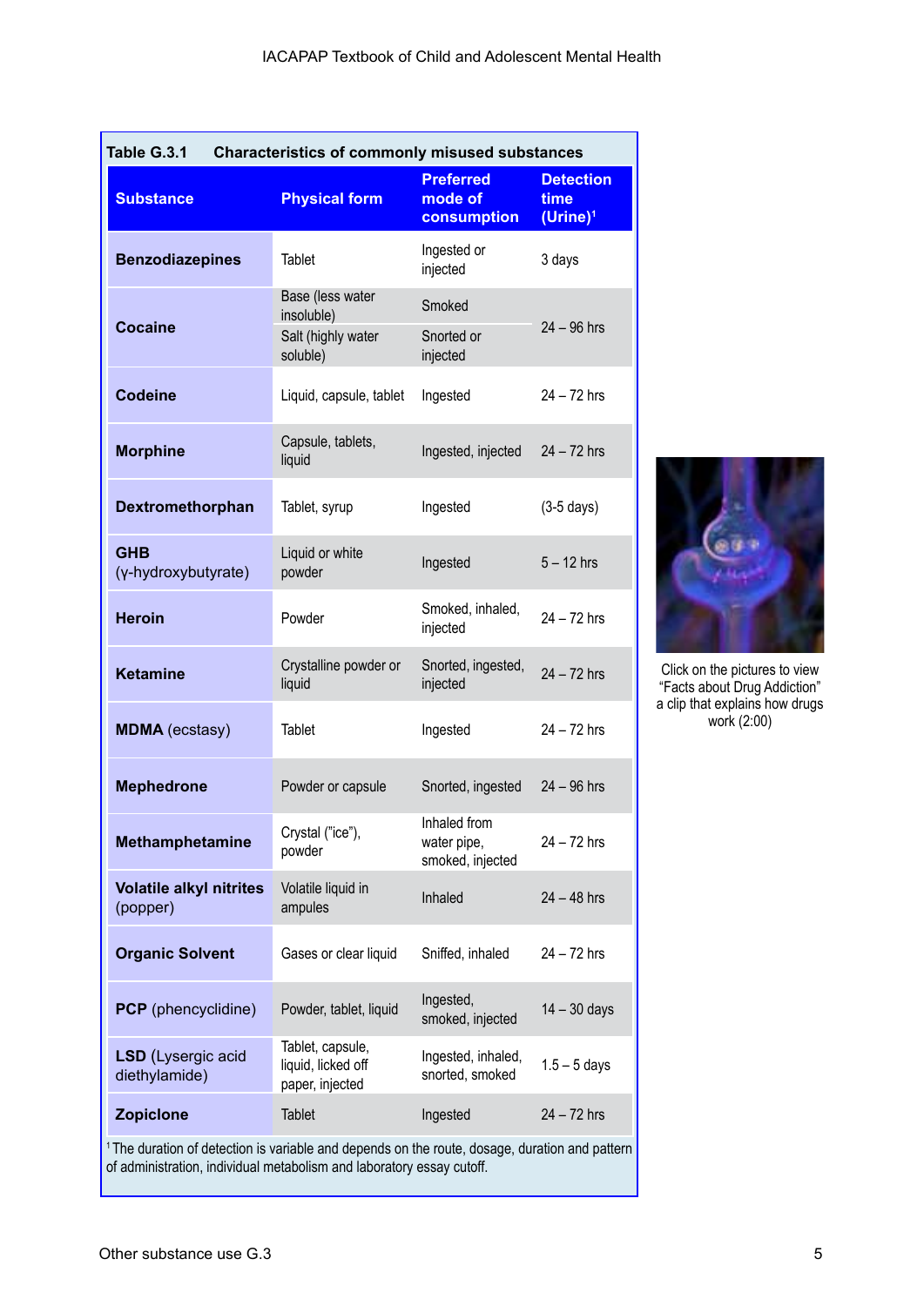**Table G.3.1 Characteristics of commonly misused substances**

| Substance | Physical form | Preferred mode of consumption | Detection time (Urine)[1] |
|---|---|---|---|
| **Benzodiazepines** | Tablet | Ingested or injected | 3 days |
| **Cocaine** | Base (less water insoluble) | Smoked | 24 – 96 hrs |
| | Salt (highly water soluble) | Snorted or injected | |
| **Codeine** | Liquid, capsule, tablet | Ingested | 24 – 72 hrs |
| **Morphine** | Capsule, tablets, liquid | Ingested, injected | 24 – 72 hrs |
| **Dextromethorphan** | Tablet, syrup | Ingested | (3-5 days) |
| **GHB** (γ-hydroxybutyrate) | Liquid or white powder | Ingested | 5 – 12 hrs |
| **Heroin** | Powder | Smoked, inhaled, injected | 24 – 72 hrs |
| **Ketamine** | Crystalline powder or liquid | Snorted, ingested, injected | 24 – 72 hrs |
| **MDMA** (ecstasy) | Tablet | Ingested | 24 – 72 hrs |
| **Mephedrone** | Powder or capsule | Snorted, ingested | 24 – 96 hrs |
| **Methamphetamine** | Crystal ("ice"), powder | Inhaled from water pipe, smoked, injected | 24 – 72 hrs |
| **Volatile alkyl nitrites** (popper) | Volatile liquid in ampules | Inhaled | 24 – 48 hrs |
| **Organic Solvent** | Gases or clear liquid | Sniffed, inhaled | 24 – 72 hrs |
| **PCP** (phencyclidine) | Powder, tablet, liquid | Ingested, smoked, injected | 14 – 30 days |
| **LSD** (Lysergic acid diethylamide) | Tablet, capsule, liquid, licked off paper, injected | Ingested, inhaled, snorted, smoked | 1.5 – 5 days |
| **Zopiclone** | Tablet | Ingested | 24 – 72 hrs |

[1] The duration of detection is variable and depends on the route, dosage, duration and pattern of administration, individual metabolism and laboratory essay cutoff.

Click on the pictures to view "Facts about Drug Addiction" a clip that explains how drugs work (2:00)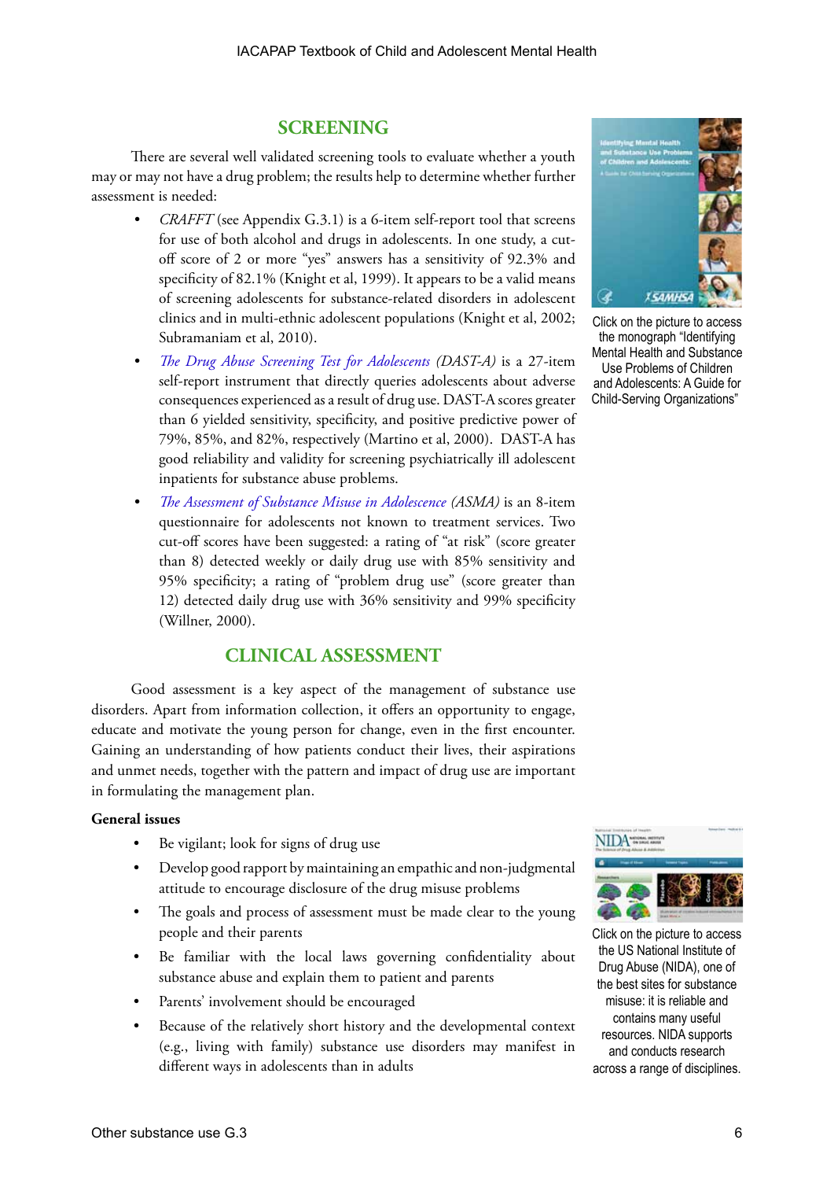## SCREENING

There are several well validated screening tools to evaluate whether a youth may or may not have a drug problem; the results help to determine whether further assessment is needed:

- *CRAFFT* (see Appendix G.3.1) is a 6-item self-report tool that screens for use of both alcohol and drugs in adolescents. In one study, a cut-off score of 2 or more "yes" answers has a sensitivity of 92.3% and specificity of 82.1% (Knight et al, 1999). It appears to be a valid means of screening adolescents for substance-related disorders in adolescent clinics and in multi-ethnic adolescent populations (Knight et al, 2002; Subramaniam et al, 2010).
- *The Drug Abuse Screening Test for Adolescents (DAST-A)* is a 27-item self-report instrument that directly queries adolescents about adverse consequences experienced as a result of drug use. DAST-A scores greater than 6 yielded sensitivity, specificity, and positive predictive power of 79%, 85%, and 82%, respectively (Martino et al, 2000). DAST-A has good reliability and validity for screening psychiatrically ill adolescent inpatients for substance abuse problems.
- *The Assessment of Substance Misuse in Adolescence (ASMA)* is an 8-item questionnaire for adolescents not known to treatment services. Two cut-off scores have been suggested: a rating of "at risk" (score greater than 8) detected weekly or daily drug use with 85% sensitivity and 95% specificity; a rating of "problem drug use" (score greater than 12) detected daily drug use with 36% sensitivity and 99% specificity (Willner, 2000).

Click on the picture to access the monograph "Identifying Mental Health and Substance Use Problems of Children and Adolescents: A Guide for Child-Serving Organizations"

## CLINICAL ASSESSMENT

Good assessment is a key aspect of the management of substance use disorders. Apart from information collection, it offers an opportunity to engage, educate and motivate the young person for change, even in the first encounter. Gaining an understanding of how patients conduct their lives, their aspirations and unmet needs, together with the pattern and impact of drug use are important in formulating the management plan.

**General issues**

- Be vigilant; look for signs of drug use
- Develop good rapport by maintaining an empathic and non-judgmental attitude to encourage disclosure of the drug misuse problems
- The goals and process of assessment must be made clear to the young people and their parents
- Be familiar with the local laws governing confidentiality about substance abuse and explain them to patient and parents
- Parents' involvement should be encouraged
- Because of the relatively short history and the developmental context (e.g., living with family) substance use disorders may manifest in different ways in adolescents than in adults

Click on the picture to access the US National Institute of Drug Abuse (NIDA), one of the best sites for substance misuse: it is reliable and contains many useful resources. NIDA supports and conducts research across a range of disciplines.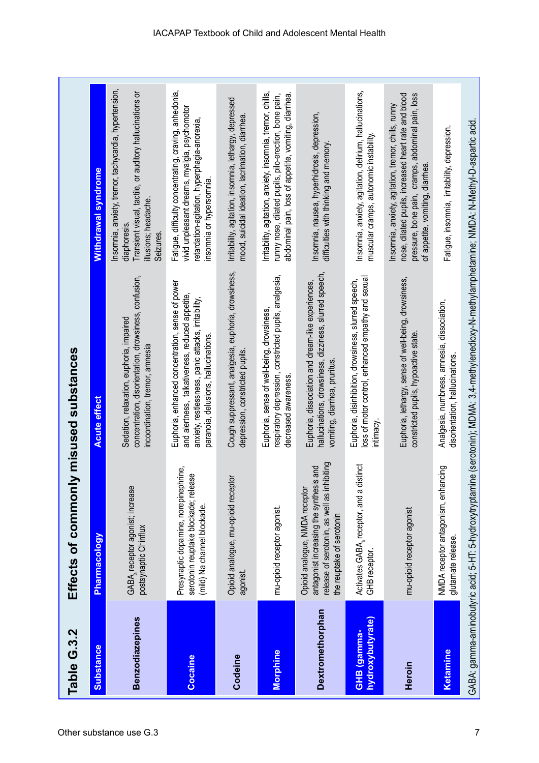## Table G.3.2 Effects of commonly misused substances

| Substance | Pharmacology | Acute effect | Withdrawal syndrome |
|---|---|---|---|
| **Benzodiazepines** | $GABA_a$ receptor agonist; increase postsynaptic $Cl^-$ influx | Sedation, relaxation, euphoria, impaired concentration, disorientation, drowsiness, confusion, incoordination, tremor, amnesia | Insomnia, anxiety, tremor, tachycardia, hypertension, diaphoresis. Transient visual, tactile, or auditory hallucinations or illusions; headache. Seizures. |
| **Cocaine** | Presynaptic dopamine, norepinephrine, serotonin reuptake blockade; release (mild) Na channel blockade. | Euphoria, enhanced concentration, sense of power and alertness, talkativeness, reduced appetite, anxiety, restlessness, panic attacks, irritability, paranoia, delusions, hallucinations. | Fatigue, difficulty concentrating, craving, anhedonia, vivid unpleasant dreams, myalgia, psychomotor retardation-agitation, hyperphagia-anorexia, insomnia or hypersomnia. |
| **Codeine** | Opioid analogue, mu-opioid receptor agonist. | Cough suppressant, analgesia, euphoria, drowsiness, depression, constricted pupils. | Irritability, agitation, insomnia, lethargy, depressed mood, suicidal ideation, lacrimation, diarrhea. |
| **Morphine** | mu-opioid receptor agonist. | Euphoria, sense of well-being, drowsiness, respiratory depression, constricted pupils, analgesia, decreased awareness. | Irritability, agitation, anxiety, insomnia, tremor, chills, runny nose, dilated pupils, pilo-erection, bone pain, abdominal pain, loss of appetite, vomiting, diarrhea. |
| **Dextromethorphan** | Opioid analogue, NMDA receptor antagonist increasing the synthesis and release of serotonin, as well as inhibiting the reuptake of serotonin | Euphoria, dissociation and dream-like experiences, hallucinations, drowsiness, dizziness, slurred speech, vomiting, diarrhea, pruritus. | Insomnia, nausea, hyperhidrosis, depression, difficulties with thinking and memory. |
| **GHB (gamma-hydroxybutyrate)** | Activates $GABA_b$ receptor, and a distinct GHB receptor. | Euphoria, disinhibition, drowsiness, slurred speech, loss of motor control, enhanced empathy and sexual intimacy. | Insomnia, anxiety, agitation, delirium, hallucinations, muscular cramps, autonomic instability. |
| **Heroin** | mu-opioid receptor agonist | Euphoria, lethargy, sense of well-being, drowsiness, constricted pupils, hypoactive state. | Insomnia, anxiety, agitation, tremor, chills, runny nose, dilated pupils, increased heart rate and blood pressure, bone pain, cramps, abdominal pain, loss of appetite, vomiting, diarrhea. |
| **Ketamine** | NMDA receptor antagonism, enhancing glutamate release. | Analgesia, numbness, amnesia, dissociation, disorientation, hallucinations. | Fatigue, insomnia, irritability, depression. |

GABA: gamma-aminobutyric acid; 5-HT: 5-hydroxytryptamine (serotonin); MDMA: 3,4-methylenedioxy-N-methylamphetamine; NMDA: N-Methyl-D-aspartic acid.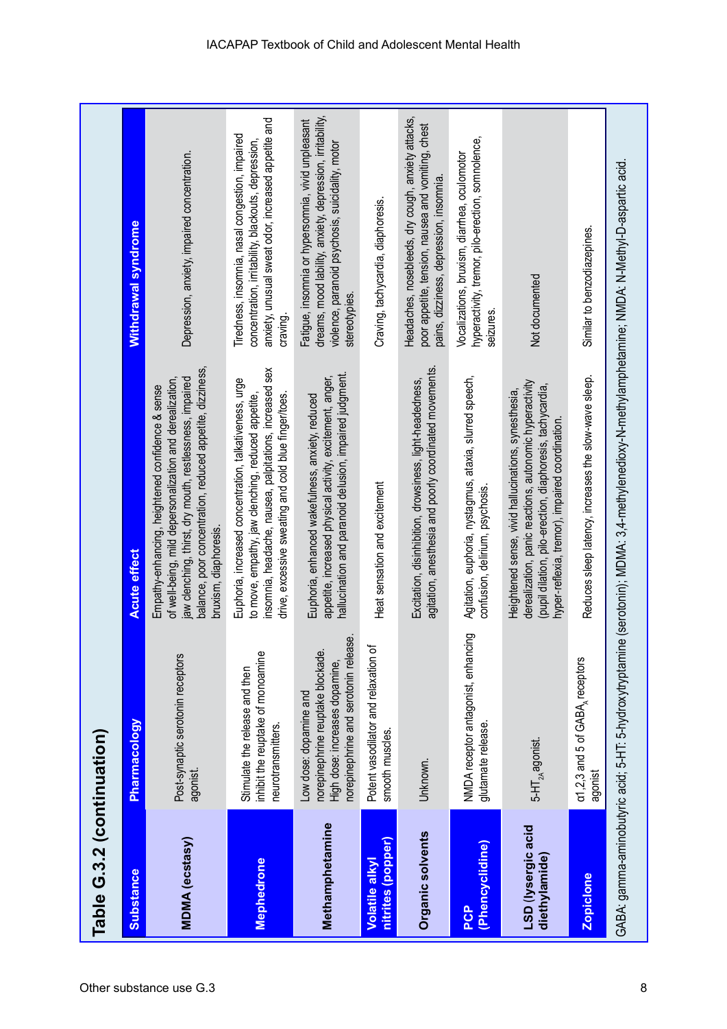## Table G.3.2 (continuation)

| Substance | Pharmacology | Acute effect | Withdrawal syndrome |
|---|---|---|---|
| **MDMA (ecstasy)** | Post-synaptic serotonin receptors agonist. | Empathy-enhancing, heightened confidence & sense of well-being, mild depersonalization and derealization, jaw clenching, thirst, dry mouth, restlessness, impaired balance, poor concentration, reduced appetite, dizziness, bruxism, diaphoresis. | Depression, anxiety, impaired concentration. |
| **Mephedrone** | Stimulate the release and then inhibit the reuptake of monoamine neurotransmitters. | Euphoria, increased concentration, talkativeness, urge to move, empathy, jaw clenching, reduced appetite, insomnia, headache, nausea, palpitations, increased sex drive, excessive sweating and cold blue finger/toes. | Tiredness, insomnia, nasal congestion, impaired concentration, irritability, blackouts, depression, anxiety, unusual sweat odor, increased appetite and craving. |
| **Methamphetamine** | Low dose: dopamine and norepinephrine reuptake blockade. High dose: increases dopamine, norepinephrine and serotonin release. | Euphoria, enhanced wakefulness, anxiety, reduced appetite, increased physical activity, excitement, anger, hallucination and paranoid delusion, impaired judgment. | Fatigue, insomnia or hypersomnia, vivid unpleasant dreams, mood lability, anxiety, depression, irritability, violence, paranoid psychosis, suicidality, motor stereotypies. |
| **Volatile alkyl nitrites (popper)** | Potent vasodilator and relaxation of smooth muscles. | Heat sensation and excitement | Craving, tachycardia, diaphoresis. |
| **Organic solvents** | Unknown. | Excitation, disinhibition, drowsiness, light-headedness, agitation, anesthesia and poorly coordinated movements. | Headaches, nosebleeds, dry cough, anxiety attacks, poor appetite, tension, nausea and vomiting, chest pains, dizziness, depression, insomnia. |
| **PCP (Phencyclidine)** | NMDA receptor antagonist, enhancing glutamate release. | Agitation, euphoria, nystagmus, ataxia, slurred speech, confusion, delirium, psychosis. | Vocalizations, bruxism, diarrhea, oculomotor hyperactivity, tremor, pilo-erection, somnolence, seizures. |
| **LSD (lysergic acid diethylamide)** | $5\text{-}HT_{2A}$ agonist. | Heightened sense, vivid hallucinations, synesthesia, derealization, panic reactions, autonomic hyperactivity (pupil dilation, pilo-erection, diaphoresis, tachycardia, hyper-reflexia, tremor), impaired coordination. | Not documented |
| **Zopiclone** | α1,2,3 and 5 of $GABA_A$ receptors agonist | Reduces sleep latency, increases the slow-wave sleep. | Similar to benzodiazepines. |

GABA: gamma-aminobutyric acid; 5-HT: 5-hydroxytryptamine (serotonin); MDMA: 3,4-methylenedioxy-N-methylamphetamine; NMDA: N-Methyl-D-aspartic acid.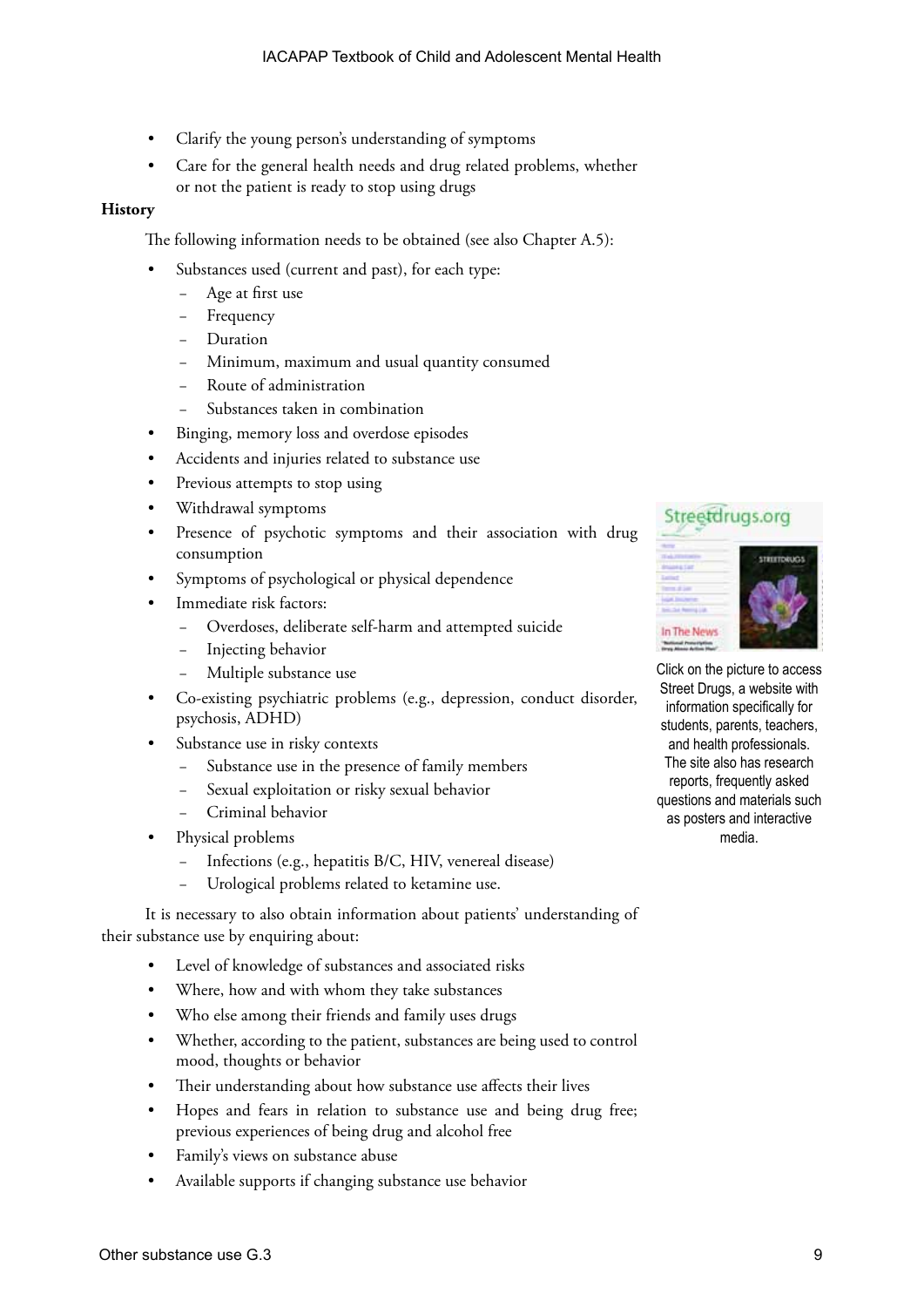- Clarify the young person's understanding of symptoms
- Care for the general health needs and drug related problems, whether or not the patient is ready to stop using drugs

**History**

The following information needs to be obtained (see also Chapter A.5):

- Substances used (current and past), for each type:
  - Age at first use
  - Frequency
  - Duration
  - Minimum, maximum and usual quantity consumed
  - Route of administration
  - Substances taken in combination
- Binging, memory loss and overdose episodes
- Accidents and injuries related to substance use
- Previous attempts to stop using
- Withdrawal symptoms
- Presence of psychotic symptoms and their association with drug consumption
- Symptoms of psychological or physical dependence
- Immediate risk factors:
  - Overdoses, deliberate self-harm and attempted suicide
  - Injecting behavior
  - Multiple substance use
- Co-existing psychiatric problems (e.g., depression, conduct disorder, psychosis, ADHD)
- Substance use in risky contexts
  - Substance use in the presence of family members
  - Sexual exploitation or risky sexual behavior
  - Criminal behavior
- Physical problems
  - Infections (e.g., hepatitis B/C, HIV, venereal disease)
  - Urological problems related to ketamine use.

Click on the picture to access Street Drugs, a website with information specifically for students, parents, teachers, and health professionals. The site also has research reports, frequently asked questions and materials such as posters and interactive media.

It is necessary to also obtain information about patients' understanding of their substance use by enquiring about:

- Level of knowledge of substances and associated risks
- Where, how and with whom they take substances
- Who else among their friends and family uses drugs
- Whether, according to the patient, substances are being used to control mood, thoughts or behavior
- Their understanding about how substance use affects their lives
- Hopes and fears in relation to substance use and being drug free; previous experiences of being drug and alcohol free
- Family's views on substance abuse
- Available supports if changing substance use behavior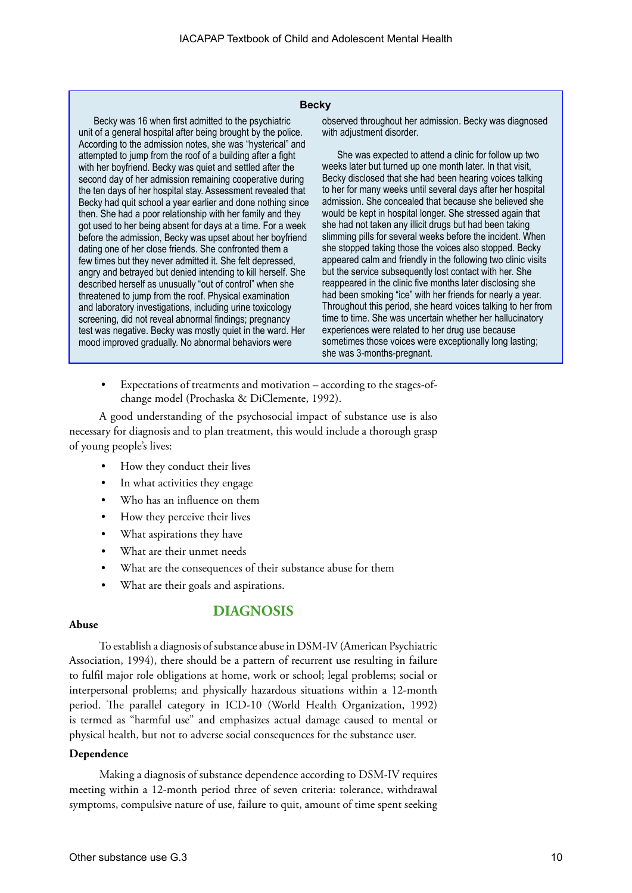**Becky**

Becky was 16 when first admitted to the psychiatric unit of a general hospital after being brought by the police. According to the admission notes, she was "hysterical" and attempted to jump from the roof of a building after a fight with her boyfriend. Becky was quiet and settled after the second day of her admission remaining cooperative during the ten days of her hospital stay. Assessment revealed that Becky had quit school a year earlier and done nothing since then. She had a poor relationship with her family and they got used to her being absent for days at a time. For a week before the admission, Becky was upset about her boyfriend dating one of her close friends. She confronted them a few times but they never admitted it. She felt depressed, angry and betrayed but denied intending to kill herself. She described herself as unusually "out of control" when she threatened to jump from the roof. Physical examination and laboratory investigations, including urine toxicology screening, did not reveal abnormal findings; pregnancy test was negative. Becky was mostly quiet in the ward. Her mood improved gradually. No abnormal behaviors were observed throughout her admission. Becky was diagnosed with adjustment disorder.

She was expected to attend a clinic for follow up two weeks later but turned up one month later. In that visit, Becky disclosed that she had been hearing voices talking to her for many weeks until several days after her hospital admission. She concealed that because she believed she would be kept in hospital longer. She stressed again that she had not taken any illicit drugs but had been taking slimming pills for several weeks before the incident. When she stopped taking those the voices also stopped. Becky appeared calm and friendly in the following two clinic visits but the service subsequently lost contact with her. She reappeared in the clinic five months later disclosing she had been smoking "ice" with her friends for nearly a year. Throughout this period, she heard voices talking to her from time to time. She was uncertain whether her hallucinatory experiences were related to her drug use because sometimes those voices were exceptionally long lasting; she was 3-months-pregnant.

- Expectations of treatments and motivation – according to the stages-of-change model (Prochaska & DiClemente, 1992).

A good understanding of the psychosocial impact of substance use is also necessary for diagnosis and to plan treatment, this would include a thorough grasp of young people's lives:

- How they conduct their lives
- In what activities they engage
- Who has an influence on them
- How they perceive their lives
- What aspirations they have
- What are their unmet needs
- What are the consequences of their substance abuse for them
- What are their goals and aspirations.

## DIAGNOSIS

### Abuse

To establish a diagnosis of substance abuse in DSM-IV (American Psychiatric Association, 1994), there should be a pattern of recurrent use resulting in failure to fulfil major role obligations at home, work or school; legal problems; social or interpersonal problems; and physically hazardous situations within a 12-month period. The parallel category in ICD-10 (World Health Organization, 1992) is termed as "harmful use" and emphasizes actual damage caused to mental or physical health, but not to adverse social consequences for the substance user.

### Dependence

Making a diagnosis of substance dependence according to DSM-IV requires meeting within a 12-month period three of seven criteria: tolerance, withdrawal symptoms, compulsive nature of use, failure to quit, amount of time spent seeking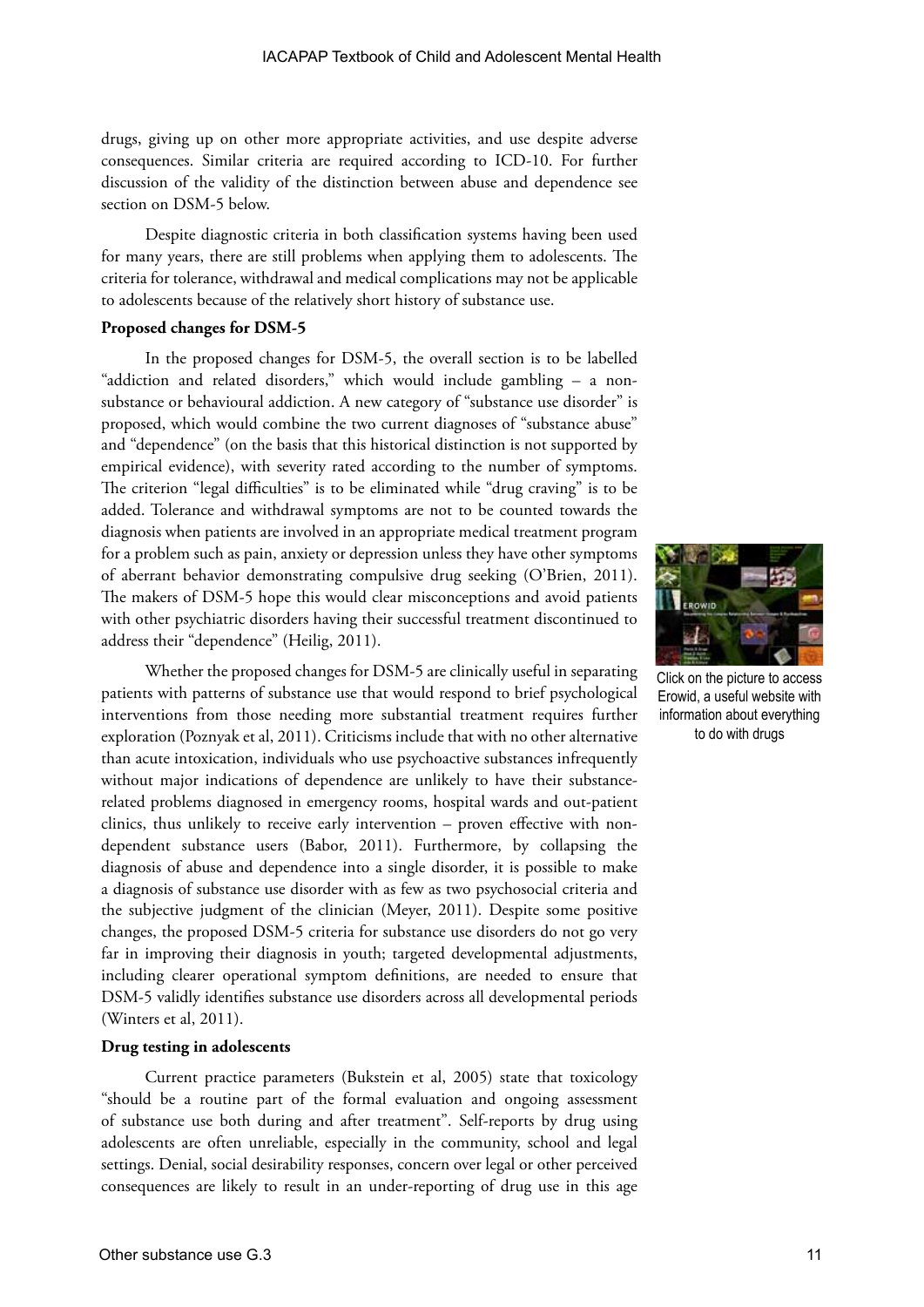drugs, giving up on other more appropriate activities, and use despite adverse consequences. Similar criteria are required according to ICD-10. For further discussion of the validity of the distinction between abuse and dependence see section on DSM-5 below.

Despite diagnostic criteria in both classification systems having been used for many years, there are still problems when applying them to adolescents. The criteria for tolerance, withdrawal and medical complications may not be applicable to adolescents because of the relatively short history of substance use.

**Proposed changes for DSM-5**

In the proposed changes for DSM-5, the overall section is to be labelled "addiction and related disorders," which would include gambling – a non-substance or behavioural addiction. A new category of "substance use disorder" is proposed, which would combine the two current diagnoses of "substance abuse" and "dependence" (on the basis that this historical distinction is not supported by empirical evidence), with severity rated according to the number of symptoms. The criterion "legal difficulties" is to be eliminated while "drug craving" is to be added. Tolerance and withdrawal symptoms are not to be counted towards the diagnosis when patients are involved in an appropriate medical treatment program for a problem such as pain, anxiety or depression unless they have other symptoms of aberrant behavior demonstrating compulsive drug seeking (O'Brien, 2011). The makers of DSM-5 hope this would clear misconceptions and avoid patients with other psychiatric disorders having their successful treatment discontinued to address their "dependence" (Heilig, 2011).

Click on the picture to access Erowid, a useful website with information about everything to do with drugs

Whether the proposed changes for DSM-5 are clinically useful in separating patients with patterns of substance use that would respond to brief psychological interventions from those needing more substantial treatment requires further exploration (Poznyak et al, 2011). Criticisms include that with no other alternative than acute intoxication, individuals who use psychoactive substances infrequently without major indications of dependence are unlikely to have their substance-related problems diagnosed in emergency rooms, hospital wards and out-patient clinics, thus unlikely to receive early intervention – proven effective with non-dependent substance users (Babor, 2011). Furthermore, by collapsing the diagnosis of abuse and dependence into a single disorder, it is possible to make a diagnosis of substance use disorder with as few as two psychosocial criteria and the subjective judgment of the clinician (Meyer, 2011). Despite some positive changes, the proposed DSM-5 criteria for substance use disorders do not go very far in improving their diagnosis in youth; targeted developmental adjustments, including clearer operational symptom definitions, are needed to ensure that DSM-5 validly identifies substance use disorders across all developmental periods (Winters et al, 2011).

**Drug testing in adolescents**

Current practice parameters (Bukstein et al, 2005) state that toxicology "should be a routine part of the formal evaluation and ongoing assessment of substance use both during and after treatment". Self-reports by drug using adolescents are often unreliable, especially in the community, school and legal settings. Denial, social desirability responses, concern over legal or other perceived consequences are likely to result in an under-reporting of drug use in this age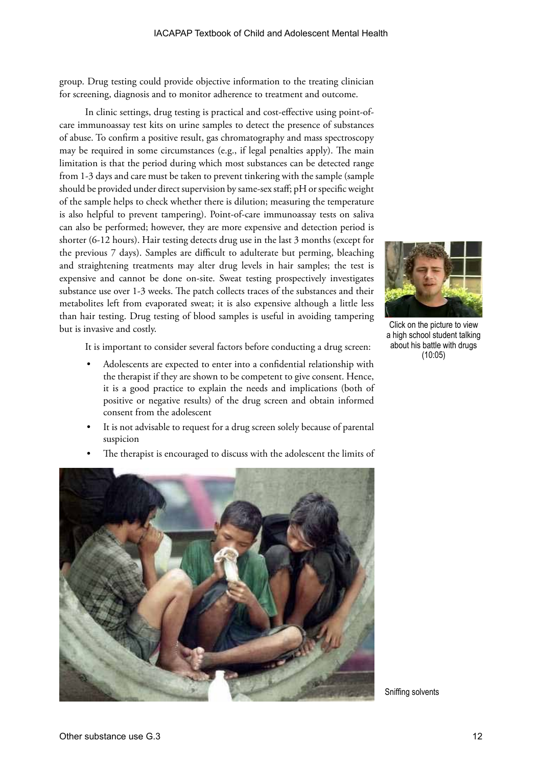group. Drug testing could provide objective information to the treating clinician for screening, diagnosis and to monitor adherence to treatment and outcome.

In clinic settings, drug testing is practical and cost-effective using point-of-care immunoassay test kits on urine samples to detect the presence of substances of abuse. To confirm a positive result, gas chromatography and mass spectroscopy may be required in some circumstances (e.g., if legal penalties apply). The main limitation is that the period during which most substances can be detected range from 1-3 days and care must be taken to prevent tinkering with the sample (sample should be provided under direct supervision by same-sex staff; pH or specific weight of the sample helps to check whether there is dilution; measuring the temperature is also helpful to prevent tampering). Point-of-care immunoassay tests on saliva can also be performed; however, they are more expensive and detection period is shorter (6-12 hours). Hair testing detects drug use in the last 3 months (except for the previous 7 days). Samples are difficult to adulterate but perming, bleaching and straightening treatments may alter drug levels in hair samples; the test is expensive and cannot be done on-site. Sweat testing prospectively investigates substance use over 1-3 weeks. The patch collects traces of the substances and their metabolites left from evaporated sweat; it is also expensive although a little less than hair testing. Drug testing of blood samples is useful in avoiding tampering but is invasive and costly.

Click on the picture to view a high school student talking about his battle with drugs (10:05)

It is important to consider several factors before conducting a drug screen:

- Adolescents are expected to enter into a confidential relationship with the therapist if they are shown to be competent to give consent. Hence, it is a good practice to explain the needs and implications (both of positive or negative results) of the drug screen and obtain informed consent from the adolescent
- It is not advisable to request for a drug screen solely because of parental suspicion
- The therapist is encouraged to discuss with the adolescent the limits of

Sniffing solvents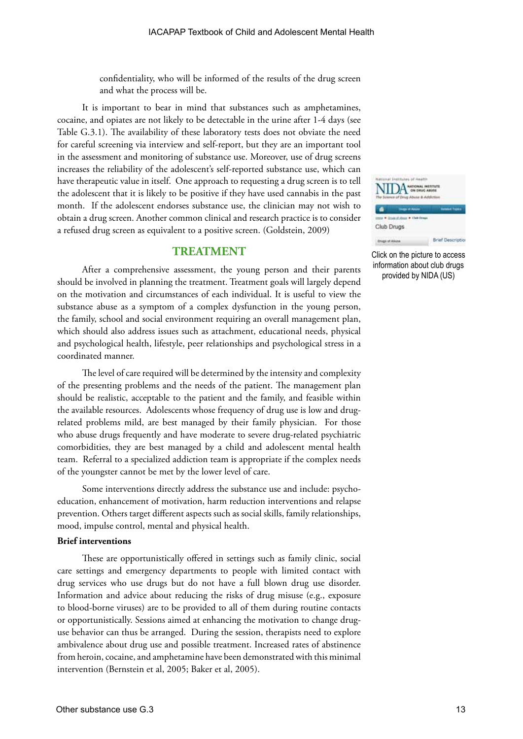confidentiality, who will be informed of the results of the drug screen and what the process will be.

It is important to bear in mind that substances such as amphetamines, cocaine, and opiates are not likely to be detectable in the urine after 1-4 days (see Table G.3.1). The availability of these laboratory tests does not obviate the need for careful screening via interview and self-report, but they are an important tool in the assessment and monitoring of substance use. Moreover, use of drug screens increases the reliability of the adolescent's self-reported substance use, which can have therapeutic value in itself. One approach to requesting a drug screen is to tell the adolescent that it is likely to be positive if they have used cannabis in the past month. If the adolescent endorses substance use, the clinician may not wish to obtain a drug screen. Another common clinical and research practice is to consider a refused drug screen as equivalent to a positive screen. (Goldstein, 2009)

Click on the picture to access information about club drugs provided by NIDA (US)

## TREATMENT

After a comprehensive assessment, the young person and their parents should be involved in planning the treatment. Treatment goals will largely depend on the motivation and circumstances of each individual. It is useful to view the substance abuse as a symptom of a complex dysfunction in the young person, the family, school and social environment requiring an overall management plan, which should also address issues such as attachment, educational needs, physical and psychological health, lifestyle, peer relationships and psychological stress in a coordinated manner.

The level of care required will be determined by the intensity and complexity of the presenting problems and the needs of the patient. The management plan should be realistic, acceptable to the patient and the family, and feasible within the available resources. Adolescents whose frequency of drug use is low and drug-related problems mild, are best managed by their family physician. For those who abuse drugs frequently and have moderate to severe drug-related psychiatric comorbidities, they are best managed by a child and adolescent mental health team. Referral to a specialized addiction team is appropriate if the complex needs of the youngster cannot be met by the lower level of care.

Some interventions directly address the substance use and include: psycho-education, enhancement of motivation, harm reduction interventions and relapse prevention. Others target different aspects such as social skills, family relationships, mood, impulse control, mental and physical health.

**Brief interventions**

These are opportunistically offered in settings such as family clinic, social care settings and emergency departments to people with limited contact with drug services who use drugs but do not have a full blown drug use disorder. Information and advice about reducing the risks of drug misuse (e.g., exposure to blood-borne viruses) are to be provided to all of them during routine contacts or opportunistically. Sessions aimed at enhancing the motivation to change drug-use behavior can thus be arranged. During the session, therapists need to explore ambivalence about drug use and possible treatment. Increased rates of abstinence from heroin, cocaine, and amphetamine have been demonstrated with this minimal intervention (Bernstein et al, 2005; Baker et al, 2005).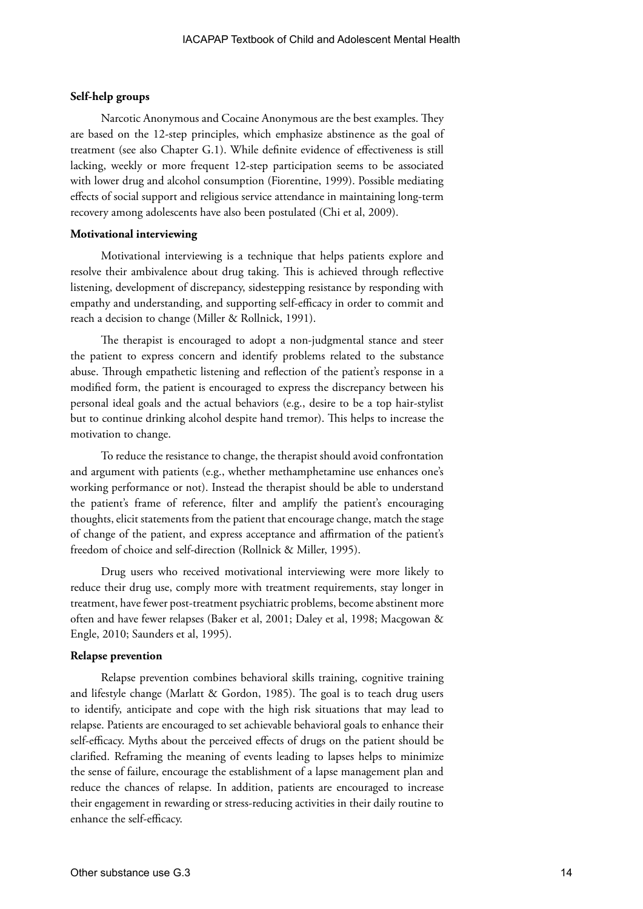**Self-help groups**

Narcotic Anonymous and Cocaine Anonymous are the best examples. They are based on the 12-step principles, which emphasize abstinence as the goal of treatment (see also Chapter G.1). While definite evidence of effectiveness is still lacking, weekly or more frequent 12-step participation seems to be associated with lower drug and alcohol consumption (Fiorentine, 1999). Possible mediating effects of social support and religious service attendance in maintaining long-term recovery among adolescents have also been postulated (Chi et al, 2009).

**Motivational interviewing**

Motivational interviewing is a technique that helps patients explore and resolve their ambivalence about drug taking. This is achieved through reflective listening, development of discrepancy, sidestepping resistance by responding with empathy and understanding, and supporting self-efficacy in order to commit and reach a decision to change (Miller & Rollnick, 1991).

The therapist is encouraged to adopt a non-judgmental stance and steer the patient to express concern and identify problems related to the substance abuse. Through empathetic listening and reflection of the patient's response in a modified form, the patient is encouraged to express the discrepancy between his personal ideal goals and the actual behaviors (e.g., desire to be a top hair-stylist but to continue drinking alcohol despite hand tremor). This helps to increase the motivation to change.

To reduce the resistance to change, the therapist should avoid confrontation and argument with patients (e.g., whether methamphetamine use enhances one's working performance or not). Instead the therapist should be able to understand the patient's frame of reference, filter and amplify the patient's encouraging thoughts, elicit statements from the patient that encourage change, match the stage of change of the patient, and express acceptance and affirmation of the patient's freedom of choice and self-direction (Rollnick & Miller, 1995).

Drug users who received motivational interviewing were more likely to reduce their drug use, comply more with treatment requirements, stay longer in treatment, have fewer post-treatment psychiatric problems, become abstinent more often and have fewer relapses (Baker et al, 2001; Daley et al, 1998; Macgowan & Engle, 2010; Saunders et al, 1995).

**Relapse prevention**

Relapse prevention combines behavioral skills training, cognitive training and lifestyle change (Marlatt & Gordon, 1985). The goal is to teach drug users to identify, anticipate and cope with the high risk situations that may lead to relapse. Patients are encouraged to set achievable behavioral goals to enhance their self-efficacy. Myths about the perceived effects of drugs on the patient should be clarified. Reframing the meaning of events leading to lapses helps to minimize the sense of failure, encourage the establishment of a lapse management plan and reduce the chances of relapse. In addition, patients are encouraged to increase their engagement in rewarding or stress-reducing activities in their daily routine to enhance the self-efficacy.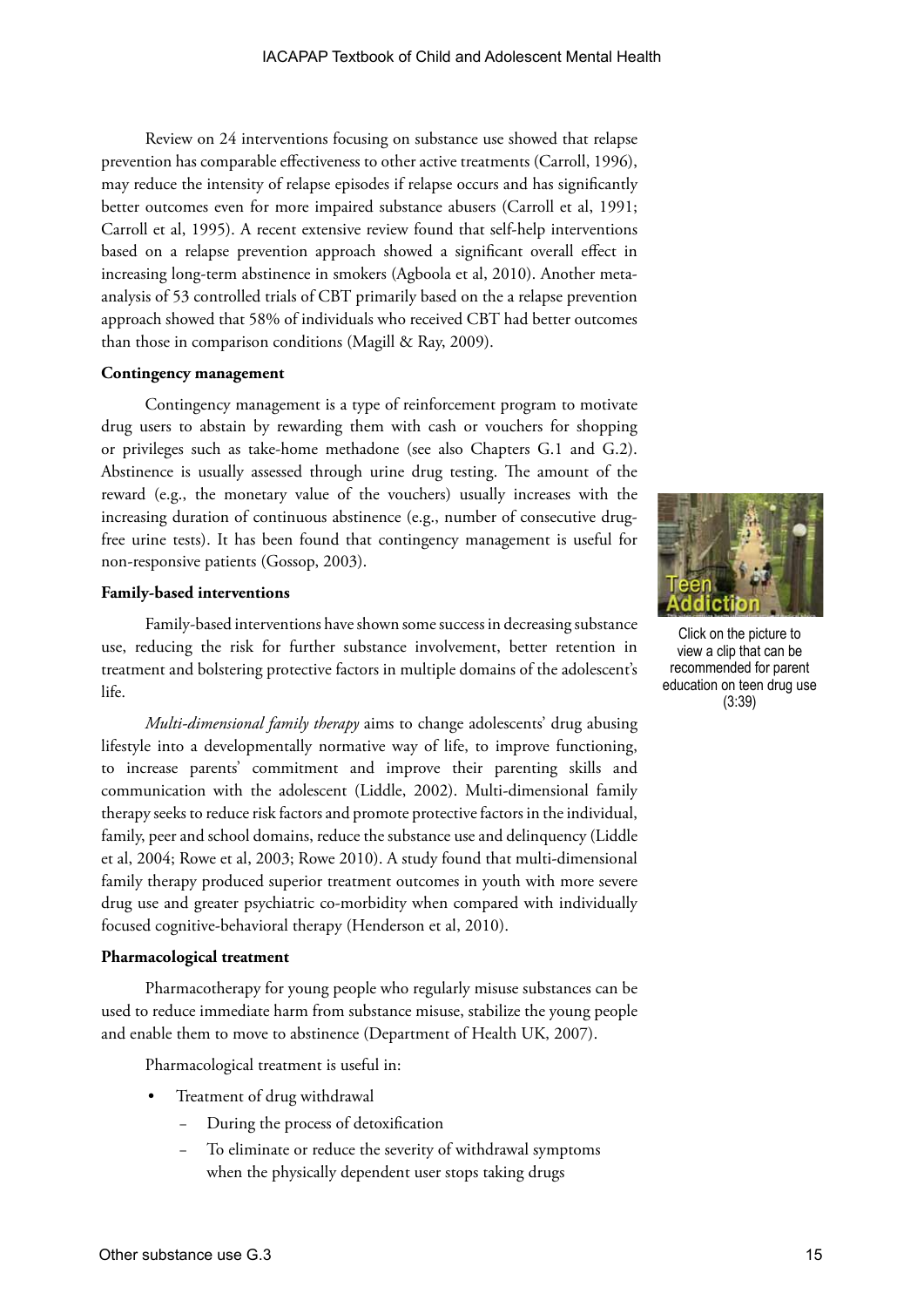Review on 24 interventions focusing on substance use showed that relapse prevention has comparable effectiveness to other active treatments (Carroll, 1996), may reduce the intensity of relapse episodes if relapse occurs and has significantly better outcomes even for more impaired substance abusers (Carroll et al, 1991; Carroll et al, 1995). A recent extensive review found that self-help interventions based on a relapse prevention approach showed a significant overall effect in increasing long-term abstinence in smokers (Agboola et al, 2010). Another meta-analysis of 53 controlled trials of CBT primarily based on the a relapse prevention approach showed that 58% of individuals who received CBT had better outcomes than those in comparison conditions (Magill & Ray, 2009).

**Contingency management**

Contingency management is a type of reinforcement program to motivate drug users to abstain by rewarding them with cash or vouchers for shopping or privileges such as take-home methadone (see also Chapters G.1 and G.2). Abstinence is usually assessed through urine drug testing. The amount of the reward (e.g., the monetary value of the vouchers) usually increases with the increasing duration of continuous abstinence (e.g., number of consecutive drug-free urine tests). It has been found that contingency management is useful for non-responsive patients (Gossop, 2003).

Click on the picture to view a clip that can be recommended for parent education on teen drug use (3:39)

**Family-based interventions**

Family-based interventions have shown some success in decreasing substance use, reducing the risk for further substance involvement, better retention in treatment and bolstering protective factors in multiple domains of the adolescent's life.

*Multi-dimensional family therapy* aims to change adolescents' drug abusing lifestyle into a developmentally normative way of life, to improve functioning, to increase parents' commitment and improve their parenting skills and communication with the adolescent (Liddle, 2002). Multi-dimensional family therapy seeks to reduce risk factors and promote protective factors in the individual, family, peer and school domains, reduce the substance use and delinquency (Liddle et al, 2004; Rowe et al, 2003; Rowe 2010). A study found that multi-dimensional family therapy produced superior treatment outcomes in youth with more severe drug use and greater psychiatric co-morbidity when compared with individually focused cognitive-behavioral therapy (Henderson et al, 2010).

**Pharmacological treatment**

Pharmacotherapy for young people who regularly misuse substances can be used to reduce immediate harm from substance misuse, stabilize the young people and enable them to move to abstinence (Department of Health UK, 2007).

Pharmacological treatment is useful in:

- Treatment of drug withdrawal
  - During the process of detoxification
  - To eliminate or reduce the severity of withdrawal symptoms when the physically dependent user stops taking drugs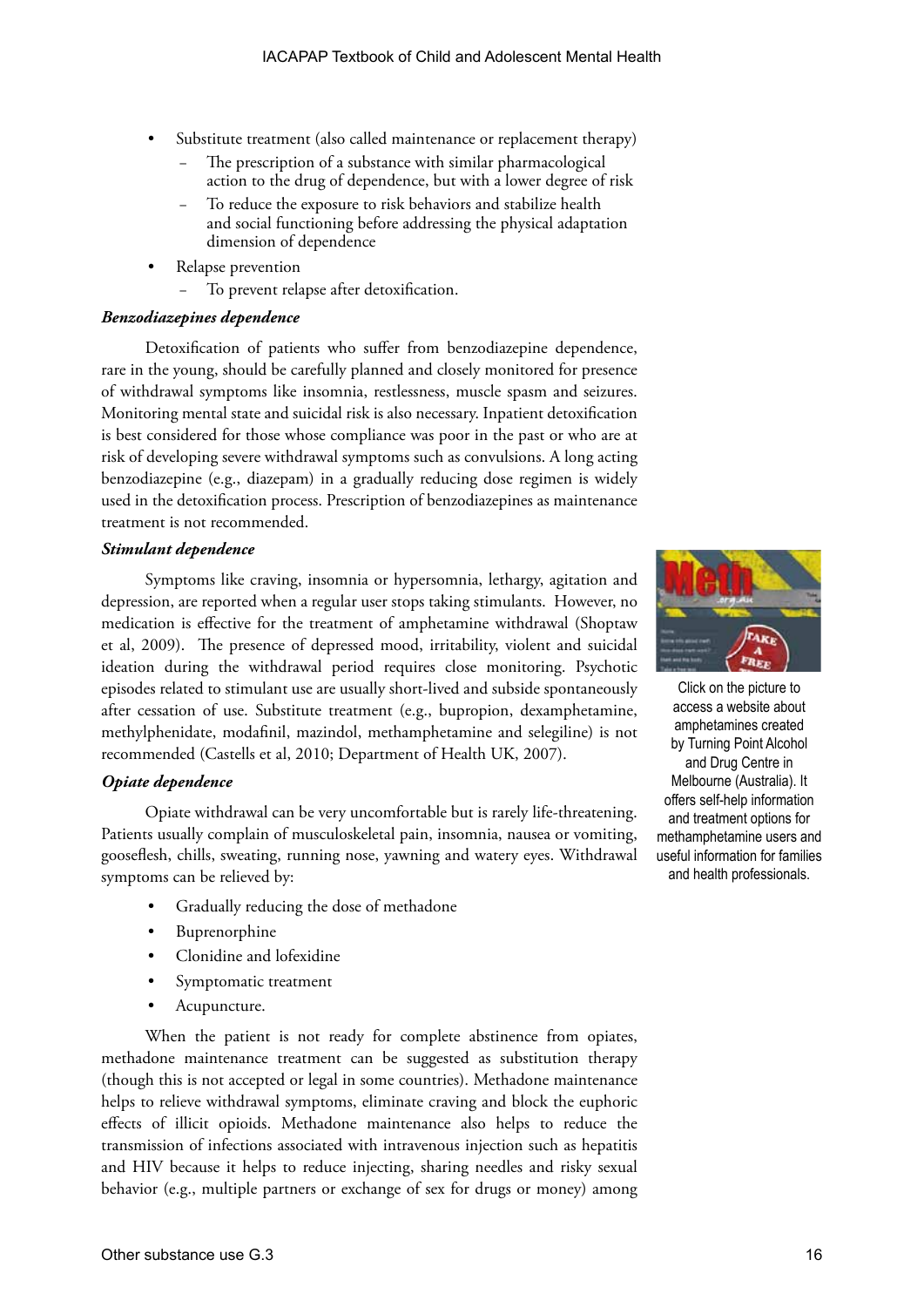- Substitute treatment (also called maintenance or replacement therapy)
  - The prescription of a substance with similar pharmacological action to the drug of dependence, but with a lower degree of risk
  - To reduce the exposure to risk behaviors and stabilize health and social functioning before addressing the physical adaptation dimension of dependence
- Relapse prevention
  - To prevent relapse after detoxification.

***Benzodiazepines dependence***

Detoxification of patients who suffer from benzodiazepine dependence, rare in the young, should be carefully planned and closely monitored for presence of withdrawal symptoms like insomnia, restlessness, muscle spasm and seizures. Monitoring mental state and suicidal risk is also necessary. Inpatient detoxification is best considered for those whose compliance was poor in the past or who are at risk of developing severe withdrawal symptoms such as convulsions. A long acting benzodiazepine (e.g., diazepam) in a gradually reducing dose regimen is widely used in the detoxification process. Prescription of benzodiazepines as maintenance treatment is not recommended.

***Stimulant dependence***

Symptoms like craving, insomnia or hypersomnia, lethargy, agitation and depression, are reported when a regular user stops taking stimulants. However, no medication is effective for the treatment of amphetamine withdrawal (Shoptaw et al, 2009). The presence of depressed mood, irritability, violent and suicidal ideation during the withdrawal period requires close monitoring. Psychotic episodes related to stimulant use are usually short-lived and subside spontaneously after cessation of use. Substitute treatment (e.g., bupropion, dexamphetamine, methylphenidate, modafinil, mazindol, methamphetamine and selegiline) is not recommended (Castells et al, 2010; Department of Health UK, 2007).

Click on the picture to access a website about amphetamines created by Turning Point Alcohol and Drug Centre in Melbourne (Australia). It offers self-help information and treatment options for methamphetamine users and useful information for families and health professionals.

***Opiate dependence***

Opiate withdrawal can be very uncomfortable but is rarely life-threatening. Patients usually complain of musculoskeletal pain, insomnia, nausea or vomiting, gooseflesh, chills, sweating, running nose, yawning and watery eyes. Withdrawal symptoms can be relieved by:

- Gradually reducing the dose of methadone
- Buprenorphine
- Clonidine and lofexidine
- Symptomatic treatment
- Acupuncture.

When the patient is not ready for complete abstinence from opiates, methadone maintenance treatment can be suggested as substitution therapy (though this is not accepted or legal in some countries). Methadone maintenance helps to relieve withdrawal symptoms, eliminate craving and block the euphoric effects of illicit opioids. Methadone maintenance also helps to reduce the transmission of infections associated with intravenous injection such as hepatitis and HIV because it helps to reduce injecting, sharing needles and risky sexual behavior (e.g., multiple partners or exchange of sex for drugs or money) among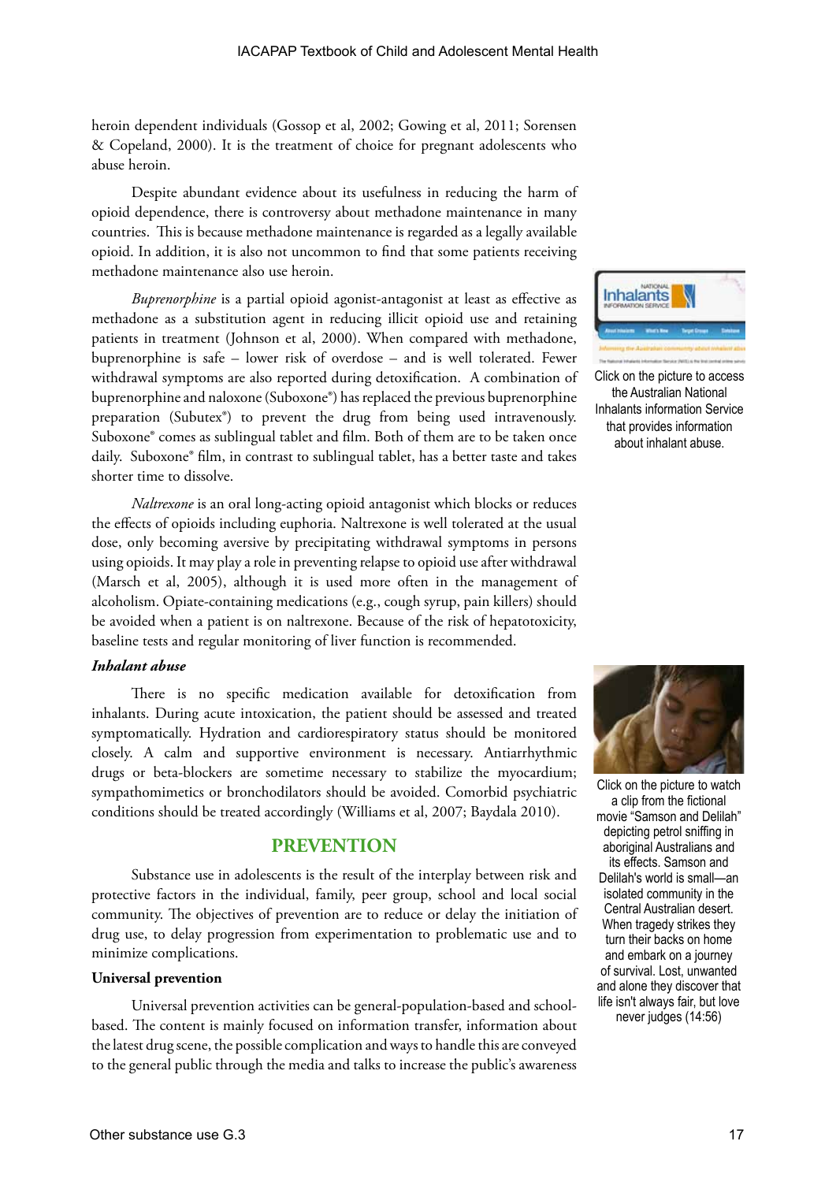heroin dependent individuals (Gossop et al, 2002; Gowing et al, 2011; Sorensen & Copeland, 2000). It is the treatment of choice for pregnant adolescents who abuse heroin.

Despite abundant evidence about its usefulness in reducing the harm of opioid dependence, there is controversy about methadone maintenance in many countries. This is because methadone maintenance is regarded as a legally available opioid. In addition, it is also not uncommon to find that some patients receiving methadone maintenance also use heroin.

*Buprenorphine* is a partial opioid agonist-antagonist at least as effective as methadone as a substitution agent in reducing illicit opioid use and retaining patients in treatment (Johnson et al, 2000). When compared with methadone, buprenorphine is safe – lower risk of overdose – and is well tolerated. Fewer withdrawal symptoms are also reported during detoxification. A combination of buprenorphine and naloxone (Suboxone®) has replaced the previous buprenorphine preparation (Subutex®) to prevent the drug from being used intravenously. Suboxone® comes as sublingual tablet and film. Both of them are to be taken once daily. Suboxone® film, in contrast to sublingual tablet, has a better taste and takes shorter time to dissolve.

Click on the picture to access the Australian National Inhalants information Service that provides information about inhalant abuse.

*Naltrexone* is an oral long-acting opioid antagonist which blocks or reduces the effects of opioids including euphoria. Naltrexone is well tolerated at the usual dose, only becoming aversive by precipitating withdrawal symptoms in persons using opioids. It may play a role in preventing relapse to opioid use after withdrawal (Marsch et al, 2005), although it is used more often in the management of alcoholism. Opiate-containing medications (e.g., cough syrup, pain killers) should be avoided when a patient is on naltrexone. Because of the risk of hepatotoxicity, baseline tests and regular monitoring of liver function is recommended.

***Inhalant abuse***

There is no specific medication available for detoxification from inhalants. During acute intoxication, the patient should be assessed and treated symptomatically. Hydration and cardiorespiratory status should be monitored closely. A calm and supportive environment is necessary. Antiarrhythmic drugs or beta-blockers are sometime necessary to stabilize the myocardium; sympathomimetics or bronchodilators should be avoided. Comorbid psychiatric conditions should be treated accordingly (Williams et al, 2007; Baydala 2010).

Click on the picture to watch a clip from the fictional movie "Samson and Delilah" depicting petrol sniffing in aboriginal Australians and its effects. Samson and Delilah's world is small—an isolated community in the Central Australian desert. When tragedy strikes they turn their backs on home and embark on a journey of survival. Lost, unwanted and alone they discover that life isn't always fair, but love never judges (14:56)

## PREVENTION

Substance use in adolescents is the result of the interplay between risk and protective factors in the individual, family, peer group, school and local social community. The objectives of prevention are to reduce or delay the initiation of drug use, to delay progression from experimentation to problematic use and to minimize complications.

**Universal prevention**

Universal prevention activities can be general-population-based and school-based. The content is mainly focused on information transfer, information about the latest drug scene, the possible complication and ways to handle this are conveyed to the general public through the media and talks to increase the public's awareness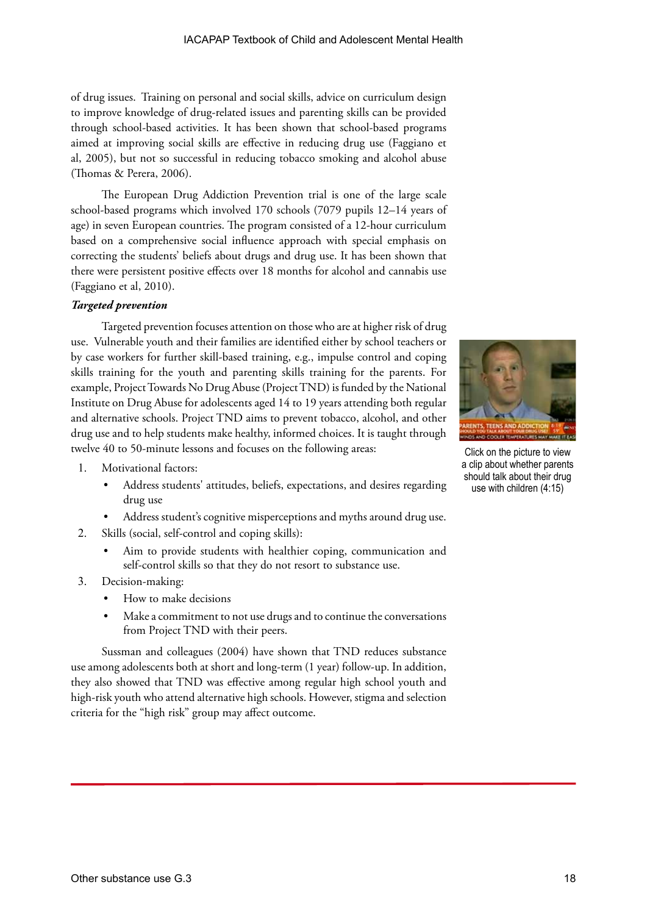of drug issues. Training on personal and social skills, advice on curriculum design to improve knowledge of drug-related issues and parenting skills can be provided through school-based activities. It has been shown that school-based programs aimed at improving social skills are effective in reducing drug use (Faggiano et al, 2005), but not so successful in reducing tobacco smoking and alcohol abuse (Thomas & Perera, 2006).

The European Drug Addiction Prevention trial is one of the large scale school-based programs which involved 170 schools (7079 pupils 12–14 years of age) in seven European countries. The program consisted of a 12-hour curriculum based on a comprehensive social influence approach with special emphasis on correcting the students' beliefs about drugs and drug use. It has been shown that there were persistent positive effects over 18 months for alcohol and cannabis use (Faggiano et al, 2010).

***Targeted prevention***

Targeted prevention focuses attention on those who are at higher risk of drug use. Vulnerable youth and their families are identified either by school teachers or by case workers for further skill-based training, e.g., impulse control and coping skills training for the youth and parenting skills training for the parents. For example, Project Towards No Drug Abuse (Project TND) is funded by the National Institute on Drug Abuse for adolescents aged 14 to 19 years attending both regular and alternative schools. Project TND aims to prevent tobacco, alcohol, and other drug use and to help students make healthy, informed choices. It is taught through twelve 40 to 50-minute lessons and focuses on the following areas:

Click on the picture to view a clip about whether parents should talk about their drug use with children (4:15)

1. Motivational factors:
   - Address students' attitudes, beliefs, expectations, and desires regarding drug use
   - Address student's cognitive misperceptions and myths around drug use.
2. Skills (social, self-control and coping skills):
   - Aim to provide students with healthier coping, communication and self-control skills so that they do not resort to substance use.
3. Decision-making:
   - How to make decisions
   - Make a commitment to not use drugs and to continue the conversations from Project TND with their peers.

Sussman and colleagues (2004) have shown that TND reduces substance use among adolescents both at short and long-term (1 year) follow-up. In addition, they also showed that TND was effective among regular high school youth and high-risk youth who attend alternative high schools. However, stigma and selection criteria for the "high risk" group may affect outcome.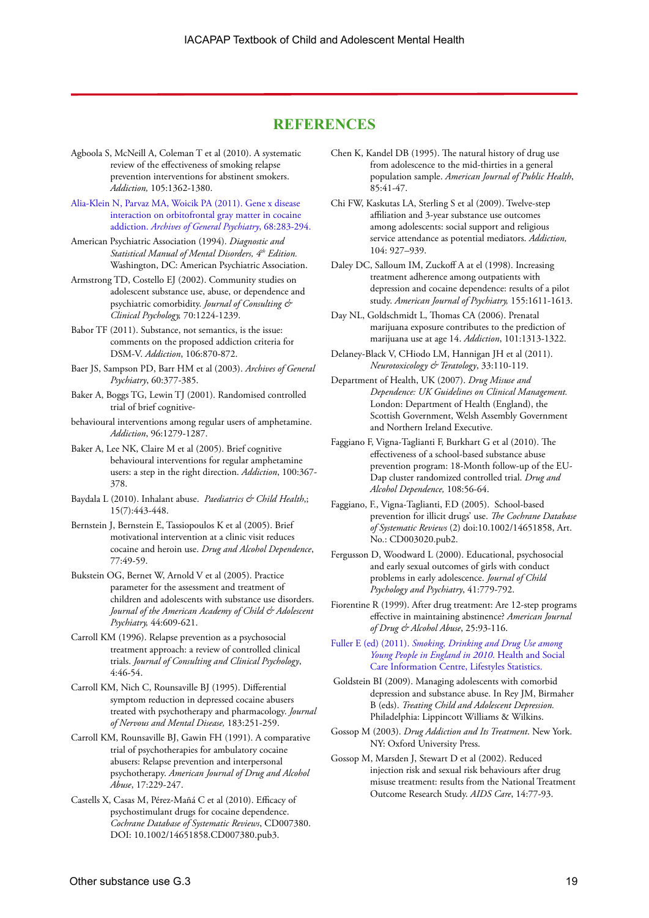## REFERENCES

Agboola S, McNeill A, Coleman T et al (2010). A systematic review of the effectiveness of smoking relapse prevention interventions for abstinent smokers. *Addiction,* 105:1362-1380.

Alia-Klein N, Parvaz MA, Woicik PA (2011). Gene x disease interaction on orbitofrontal gray matter in cocaine addiction. *Archives of General Psychiatry*, 68:283-294.

American Psychiatric Association (1994). *Diagnostic and Statistical Manual of Mental Disorders, 4th Edition.* Washington, DC: American Psychiatric Association.

Armstrong TD, Costello EJ (2002). Community studies on adolescent substance use, abuse, or dependence and psychiatric comorbidity. *Journal of Consulting & Clinical Psychology,* 70:1224-1239.

Babor TF (2011). Substance, not semantics, is the issue: comments on the proposed addiction criteria for DSM-V. *Addiction*, 106:870-872.

Baer JS, Sampson PD, Barr HM et al (2003). *Archives of General Psychiatry*, 60:377-385.

Baker A, Boggs TG, Lewin TJ (2001). Randomised controlled trial of brief cognitive-

behavioural interventions among regular users of amphetamine. *Addiction,* 96:1279-1287.

Baker A, Lee NK, Claire M et al (2005). Brief cognitive behavioural interventions for regular amphetamine users: a step in the right direction. *Addiction*, 100:367-378.

Baydala L (2010). Inhalant abuse. *Paediatrics & Child Health*,; 15(7):443-448.

Bernstein J, Bernstein E, Tassiopoulos K et al (2005). Brief motivational intervention at a clinic visit reduces cocaine and heroin use. *Drug and Alcohol Dependence*, 77:49-59.

Bukstein OG, Bernet W, Arnold V et al (2005). Practice parameter for the assessment and treatment of children and adolescents with substance use disorders. *Journal of the American Academy of Child & Adolescent Psychiatry,* 44:609-621.

Carroll KM (1996). Relapse prevention as a psychosocial treatment approach: a review of controlled clinical trials. *Journal of Consulting and Clinical Psychology*, 4:46-54.

Carroll KM, Nich C, Rounsaville BJ (1995). Differential symptom reduction in depressed cocaine abusers treated with psychotherapy and pharmacology. *Journal of Nervous and Mental Disease,* 183:251-259.

Carroll KM, Rounsaville BJ, Gawin FH (1991). A comparative trial of psychotherapies for ambulatory cocaine abusers: Relapse prevention and interpersonal psychotherapy. *American Journal of Drug and Alcohol Abuse*, 17:229-247.

Castells X, Casas M, Pérez-Mañá C et al (2010). Efficacy of psychostimulant drugs for cocaine dependence. *Cochrane Database of Systematic Reviews*, CD007380. DOI: 10.1002/14651858.CD007380.pub3.

Chen K, Kandel DB (1995). The natural history of drug use from adolescence to the mid-thirties in a general population sample. *American Journal of Public Health*, 85:41-47.

Chi FW, Kaskutas LA, Sterling S et al (2009). Twelve-step affiliation and 3-year substance use outcomes among adolescents: social support and religious service attendance as potential mediators. *Addiction,* 104: 927–939.

Daley DC, Salloum IM, Zuckoff A at el (1998). Increasing treatment adherence among outpatients with depression and cocaine dependence: results of a pilot study. *American Journal of Psychiatry,* 155:1611-1613.

Day NL, Goldschmidt L, Thomas CA (2006). Prenatal marijuana exposure contributes to the prediction of marijuana use at age 14. *Addiction*, 101:1313-1322.

Delaney-Black V, CHiodo LM, Hannigan JH et al (2011). *Neurotoxicology & Teratology*, 33:110-119.

Department of Health, UK (2007). *Drug Misuse and Dependence: UK Guidelines on Clinical Management.* London: Department of Health (England), the Scottish Government, Welsh Assembly Government and Northern Ireland Executive.

Faggiano F, Vigna-Taglianti F, Burkhart G et al (2010). The effectiveness of a school-based substance abuse prevention program: 18-Month follow-up of the EU-Dap cluster randomized controlled trial. *Drug and Alcohol Dependence,* 108:56-64.

Faggiano, F., Vigna-Taglianti, F.D (2005). School-based prevention for illicit drugs' use. *The Cochrane Database of Systematic Reviews* (2) doi:10.1002/14651858, Art. No.: CD003020.pub2.

Fergusson D, Woodward L (2000). Educational, psychosocial and early sexual outcomes of girls with conduct problems in early adolescence. *Journal of Child Psychology and Psychiatry*, 41:779-792.

Fiorentine R (1999). After drug treatment: Are 12-step programs effective in maintaining abstinence? *American Journal of Drug & Alcohol Abuse*, 25:93-116.

Fuller E (ed) (2011). *Smoking, Drinking and Drug Use among Young People in England in 2010.* Health and Social Care Information Centre, Lifestyles Statistics.

Goldstein BI (2009). Managing adolescents with comorbid depression and substance abuse. In Rey JM, Birmaher B (eds). *Treating Child and Adolescent Depression.* Philadelphia: Lippincott Williams & Wilkins.

Gossop M (2003). *Drug Addiction and Its Treatment*. New York. NY: Oxford University Press.

Gossop M, Marsden J, Stewart D et al (2002). Reduced injection risk and sexual risk behaviours after drug misuse treatment: results from the National Treatment Outcome Research Study. *AIDS Care*, 14:77-93.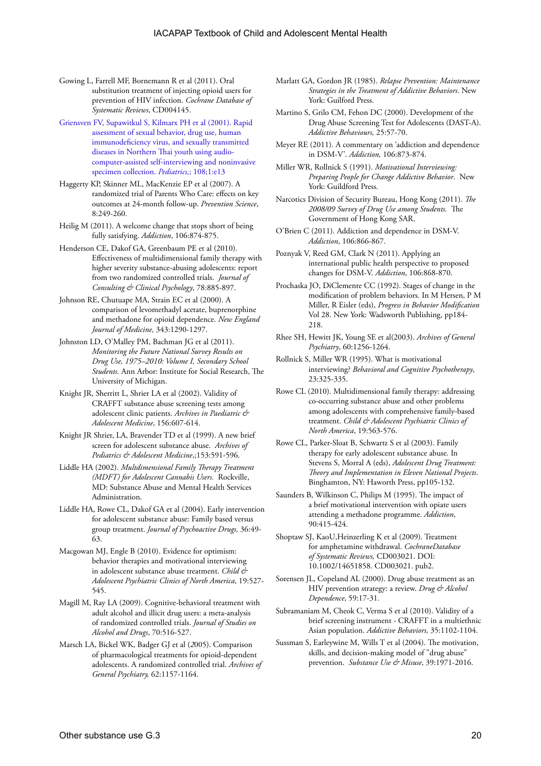Gowing L, Farrell MF, Bornemann R et al (2011). Oral substitution treatment of injecting opioid users for prevention of HIV infection. *Cochrane Database of Systematic Reviews*, CD004145.

Griensven FV, Supawitkul S, Kilmarx PH et al (2001). Rapid assessment of sexual behavior, drug use, human immunodeficiency virus, and sexually transmitted diseases in Northern Thai youth using audio-computer-assisted self-interviewing and noninvasive specimen collection. *Pediatrics*,; 108;1:e13

Haggerty KP, Skinner ML, MacKenzie EP et al (2007). A randomized trial of Parents Who Care: effects on key outcomes at 24-month follow-up. *Prevention Science*, 8:249-260.

Heilig M (2011). A welcome change that stops short of being fully satisfying. *Addiction*, 106:874-875.

Henderson CE, Dakof GA, Greenbaum PE et al (2010). Effectiveness of multidimensional family therapy with higher severity substance-abusing adolescents: report from two randomized controlled trials. *Journal of Consulting & Clinical Psychology*, 78:885-897.

Johnson RE, Chutuape MA, Strain EC et al (2000). A comparison of levomethadyl acetate, buprenorphine and methadone for opioid dependence. *New England Journal of Medicine,* 343:1290-1297.

Johnston LD, O'Malley PM, Bachman JG et al (2011). *Monitoring the Future National Survey Results on Drug Use, 1975–2010: Volume I, Secondary School Students.* Ann Arbor: Institute for Social Research, The University of Michigan.

Knight JR, Sherritt L, Shrier LA et al (2002). Validity of CRAFFT substance abuse screening tests among adolescent clinic patients. *Archives in Paediatric & Adolescent Medicine*, 156:607-614.

Knight JR Shrier, LA, Bravender TD et al (1999). A new brief screen for adolescent substance abuse. *Archives of Pediatrics & Adolescent Medicine*,;153:591-596.

Liddle HA (2002). *Multdimensional Family Therapy Treatment (MDFT) for Adolescent Cannabis Users.* Rockville, MD: Substance Abuse and Mental Health Services Administration.

Liddle HA, Rowe CL, Dakof GA et al (2004). Early intervention for adolescent substance abuse: Family based versus group treatment. *Journal of Psychoactive Drugs,* 36:49-63.

Macgowan MJ, Engle B (2010). Evidence for optimism: behavior therapies and motivational interviewing in adolescent substance abuse treatment. *Child & Adolescent Psychiatric Clinics of North America*, 19:527-545.

Magill M, Ray LA (2009). Cognitive-behavioral treatment with adult alcohol and illicit drug users: a meta-analysis of randomized controlled trials. *Journal of Studies on Alcohol and Drugs*, 70:516-527.

Marsch LA, Bickel WK, Badger GJ et al (2005). Comparison of pharmacological treatments for opioid-dependent adolescents. A randomized controlled trial. *Archives of General Psychiatry,* 62:1157-1164.

Marlatt GA, Gordon JR (1985). *Relapse Prevention: Maintenance Strategies in the Treatment of Addictive Behaviors*. New York: Guilford Press.

Martino S, Grilo CM, Fehon DC (2000). Development of the Drug Abuse Screening Test for Adolescents (DAST-A). *Addictive Behaviours,* 25:57-70.

Meyer RE (2011). A commentary on 'addiction and dependence in DSM-V'. *Addiction,* 106:873-874.

Miller WR, Rollnick S (1991). *Motivational Interviewing: Preparing People for Change Addictive Behavior*. New York: Guilford Press.

Narcotics Division of Security Bureau, Hong Kong (2011). *The 2008/09 Survey of Drug Use among Students.* The Government of Hong Kong SAR.

O'Brien C (2011). Addiction and dependence in DSM-V. *Addiction*, 106:866-867.

Poznyak V, Reed GM, Clark N (2011). Applying an international public health perspective to proposed changes for DSM-V. *Addiction*, 106:868-870.

Prochaska JO, DiClemente CC (1992). Stages of change in the modification of problem behaviors. In M Hersen, P M Miller, R Eisler (eds), *Progress in Behavior Modification* Vol 28. New York: Wadsworth Publishing, pp184-218.

Rhee SH, Hewitt JK, Young SE et al(2003). *Archives of General Psychiatry*, 60:1256-1264.

Rollnick S, Miller WR (1995). What is motivational interviewing? *Behavioral and Cognitive Psychotherapy*, 23:325-335.

Rowe CL (2010). Multidimensional family therapy: addressing co-occurring substance abuse and other problems among adolescents with comprehensive family-based treatment. *Child & Adolescent Psychiatric Clinics of North America*, 19:563-576.

Rowe CL, Parker-Sloat B, Schwartz S et al (2003). Family therapy for early adolescent substance abuse. In Stevens S, Morral A (eds), *Adolescent Drug Treatment: Theory and Implementation in Eleven National Projects*. Binghamton, NY: Haworth Press, pp105-132.

Saunders B, Wilkinson C, Philips M (1995). The impact of a brief motivational intervention with opiate users attending a methadone programme. *Addiction*, 90:415-424.

Shoptaw SJ, KaoU,Heinzerling K et al (2009). Treatment for amphetamine withdrawal. *CochraneDatabase of Systematic Reviews,* CD003021. DOI: 10.1002/14651858. CD003021. pub2.

Sorensen JL, Copeland AL (2000). Drug abuse treatment as an HIV prevention strategy: a review. *Drug & Alcohol Dependence*, 59:17-31.

Subramaniam M, Cheok C, Verma S et al (2010). Validity of a brief screening instrument - CRAFFT in a multiethnic Asian population. *Addictive Behaviors,* 35:1102-1104.

Sussman S, Earleywine M, Wills T et al (2004). The motivation, skills, and decision-making model of "drug abuse" prevention. *Substance Use & Misuse*, 39:1971-2016.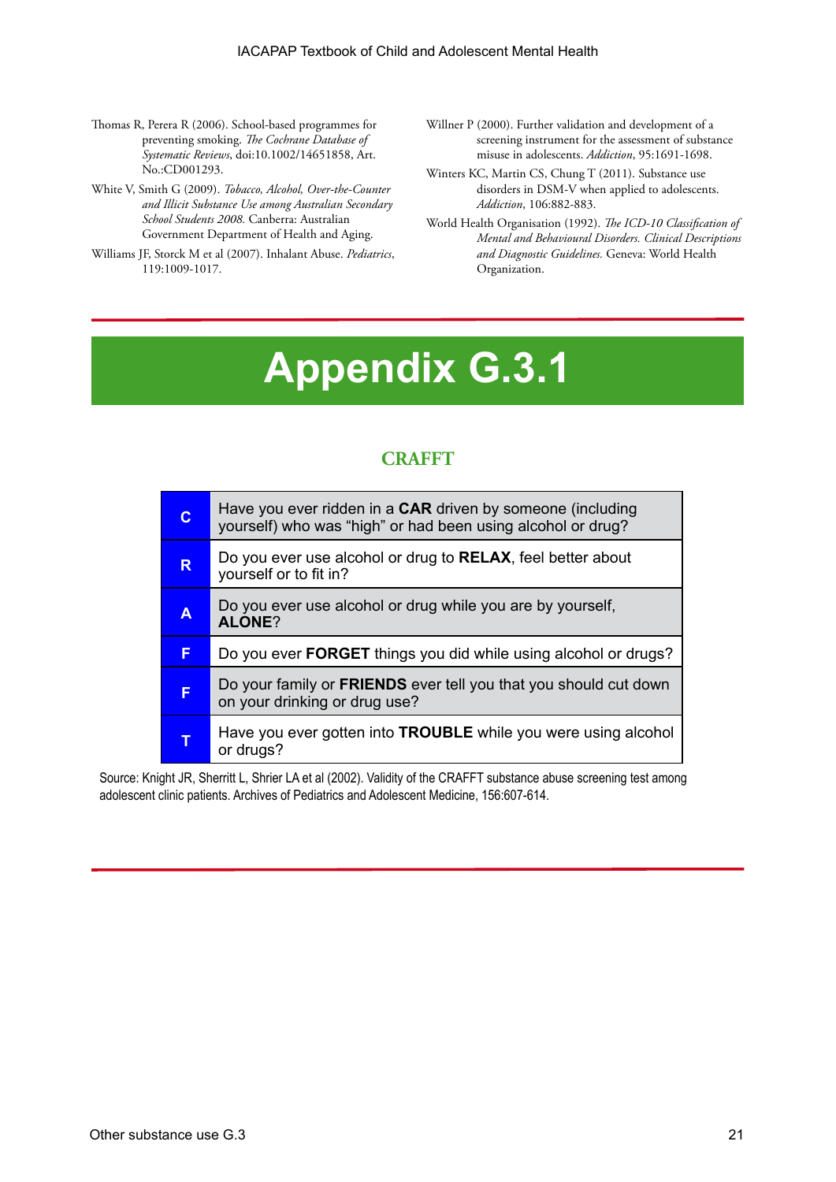Thomas R, Perera R (2006). School-based programmes for preventing smoking. *The Cochrane Database of Systematic Reviews*, doi:10.1002/14651858, Art. No.:CD001293.

White V, Smith G (2009). *Tobacco, Alcohol, Over-the-Counter and Illicit Substance Use among Australian Secondary School Students 2008.* Canberra: Australian Government Department of Health and Aging.

Williams JF, Storck M et al (2007). Inhalant Abuse. *Pediatrics*, 119:1009-1017.

Willner P (2000). Further validation and development of a screening instrument for the assessment of substance misuse in adolescents. *Addiction*, 95:1691-1698.

Winters KC, Martin CS, Chung T (2011). Substance use disorders in DSM-V when applied to adolescents. *Addiction*, 106:882-883.

World Health Organisation (1992). *The ICD-10 Classification of Mental and Behavioural Disorders. Clinical Descriptions and Diagnostic Guidelines.* Geneva: World Health Organization.

# Appendix G.3.1

## CRAFFT

| | |
|---|---|
| C | Have you ever ridden in a **CAR** driven by someone (including yourself) who was "high" or had been using alcohol or drug? |
| R | Do you ever use alcohol or drug to **RELAX**, feel better about yourself or to fit in? |
| A | Do you ever use alcohol or drug while you are by yourself, **ALONE**? |
| F | Do you ever **FORGET** things you did while using alcohol or drugs? |
| F | Do your family or **FRIENDS** ever tell you that you should cut down on your drinking or drug use? |
| T | Have you ever gotten into **TROUBLE** while you were using alcohol or drugs? |

Source: Knight JR, Sherritt L, Shrier LA et al (2002). Validity of the CRAFFT substance abuse screening test among adolescent clinic patients. Archives of Pediatrics and Adolescent Medicine, 156:607-614.